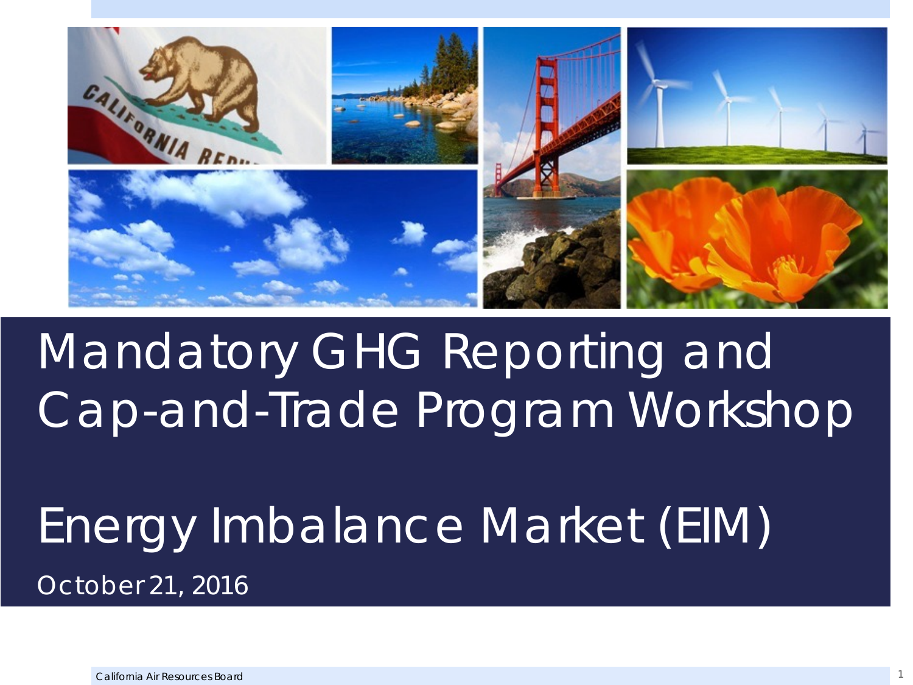# Mandatory GHG Reporting and Cap-and-Trade Program Workshop

# Energy Imbalance Market (EIM)

October 21, 2016

California Air Resources Board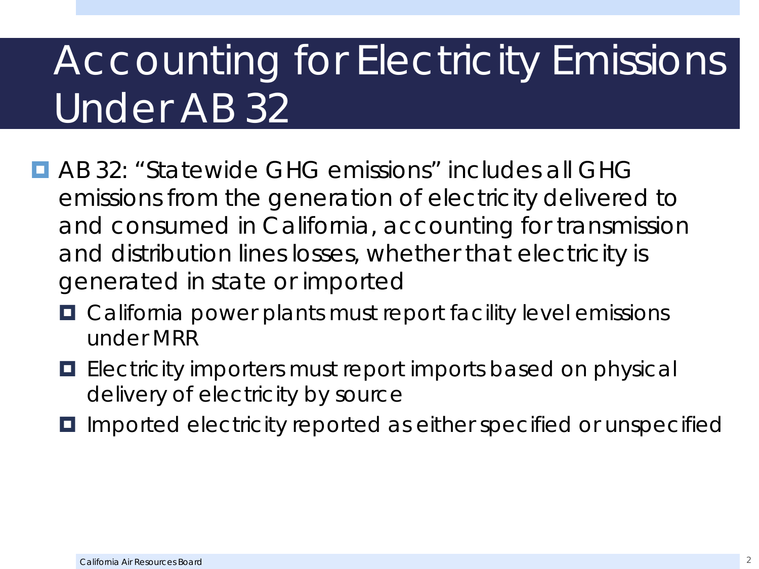# Accounting for Electricity Emissions Under AB 32

- AB 32: "Statewide GHG emissions" includes all GHG emissions from the generation of electricity delivered to and consumed in California, accounting for transmission and distribution lines losses, whether that electricity is generated in state or imported
  - California power plants must report facility level emissions under MRR
  - Electricity importers must report imports based on physical delivery of electricity by source
  - Imported electricity reported as either specified or unspecified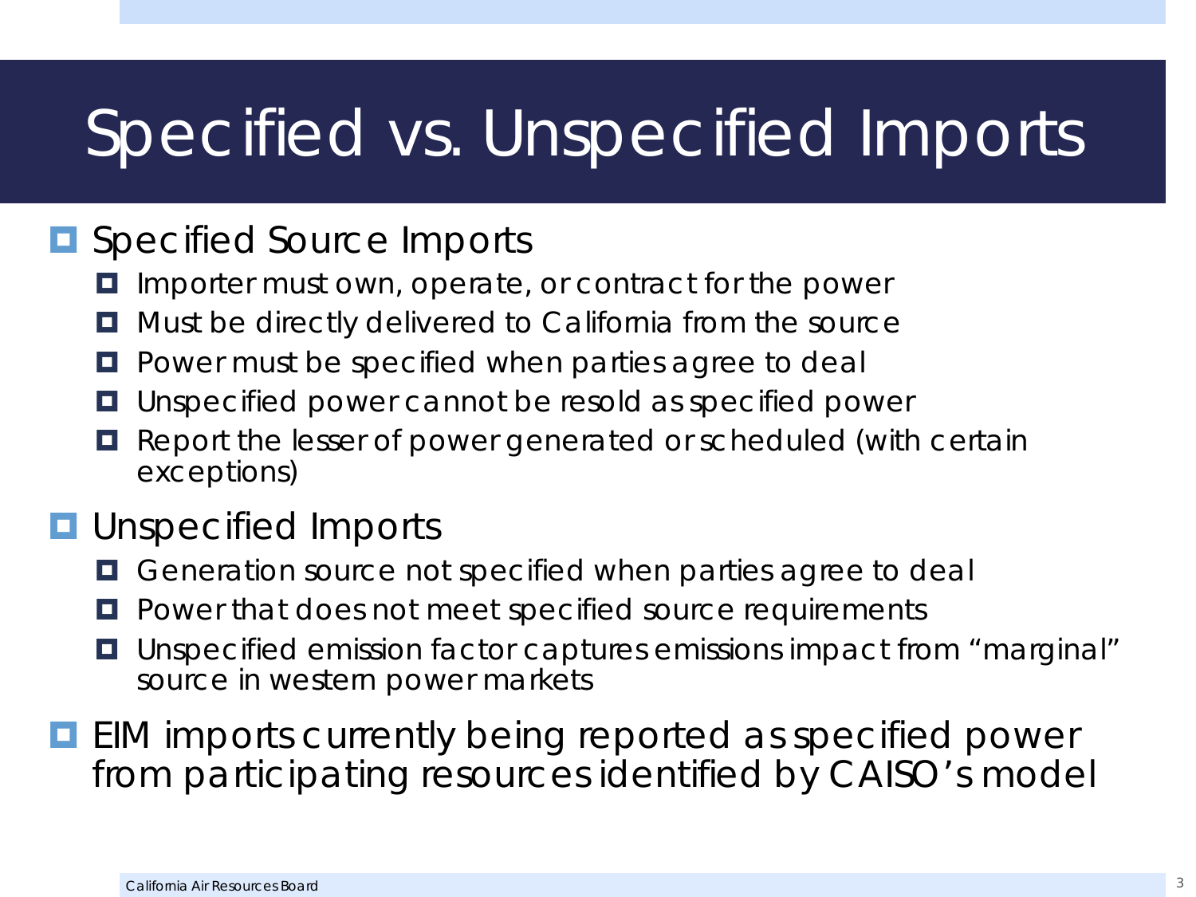# Specified vs. Unspecified Imports

- Specified Source Imports
  - Importer must own, operate, or contract for the power
  - Must be directly delivered to California from the source
  - Power must be specified when parties agree to deal
  - Unspecified power cannot be resold as specified power
  - Report the lesser of power generated or scheduled (with certain exceptions)
- Unspecified Imports
  - Generation source not specified when parties agree to deal
  - Power that does not meet specified source requirements
  - Unspecified emission factor captures emissions impact from "marginal" source in western power markets
- EIM imports currently being reported as specified power from participating resources identified by CAISO's model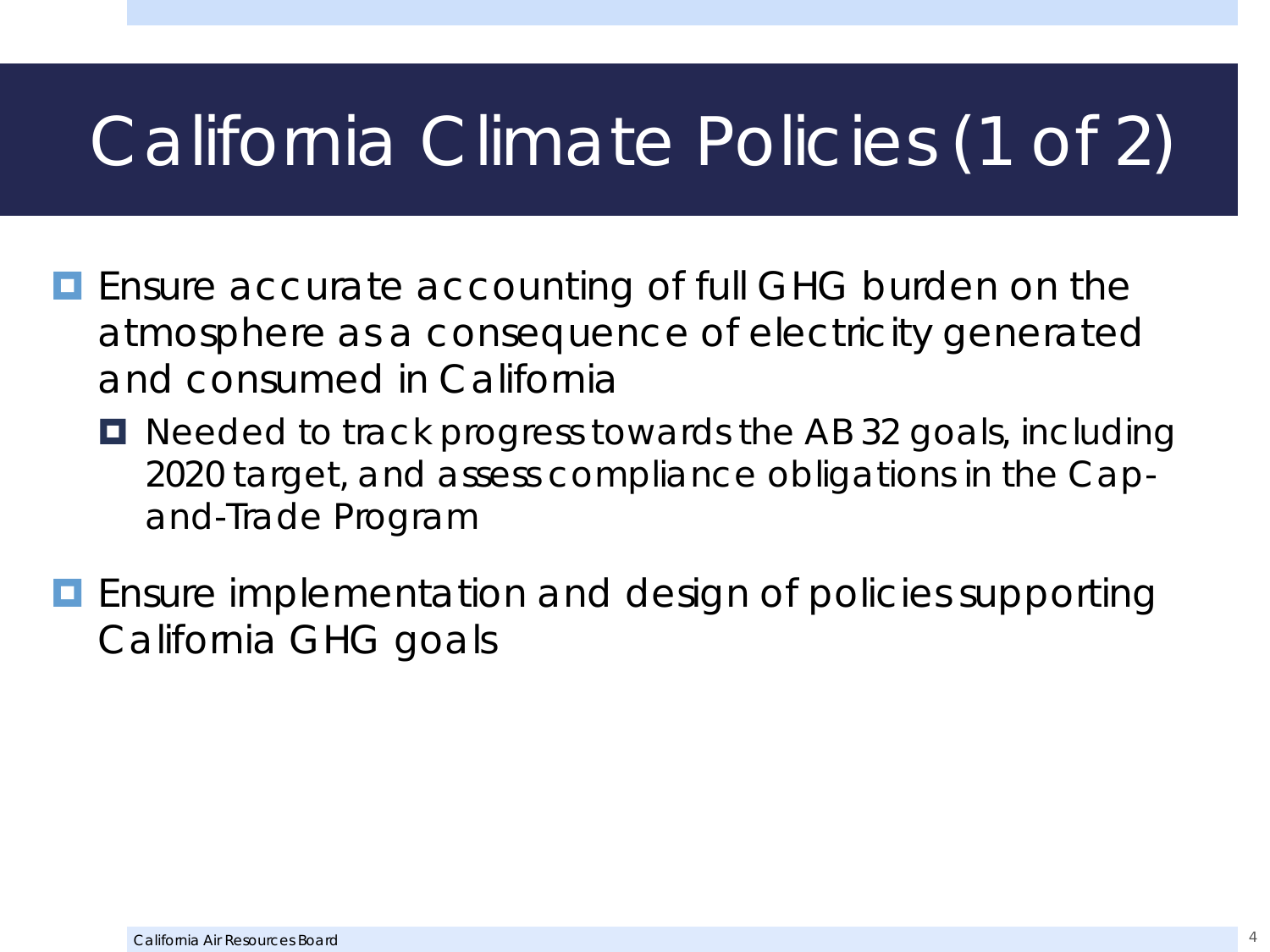# California Climate Policies (1 of 2)

- Ensure accurate accounting of full GHG burden on the atmosphere as a consequence of electricity generated and consumed in California
  - Needed to track progress towards the AB 32 goals, including 2020 target, and assess compliance obligations in the Cap-and-Trade Program
- Ensure implementation and design of policies supporting California GHG goals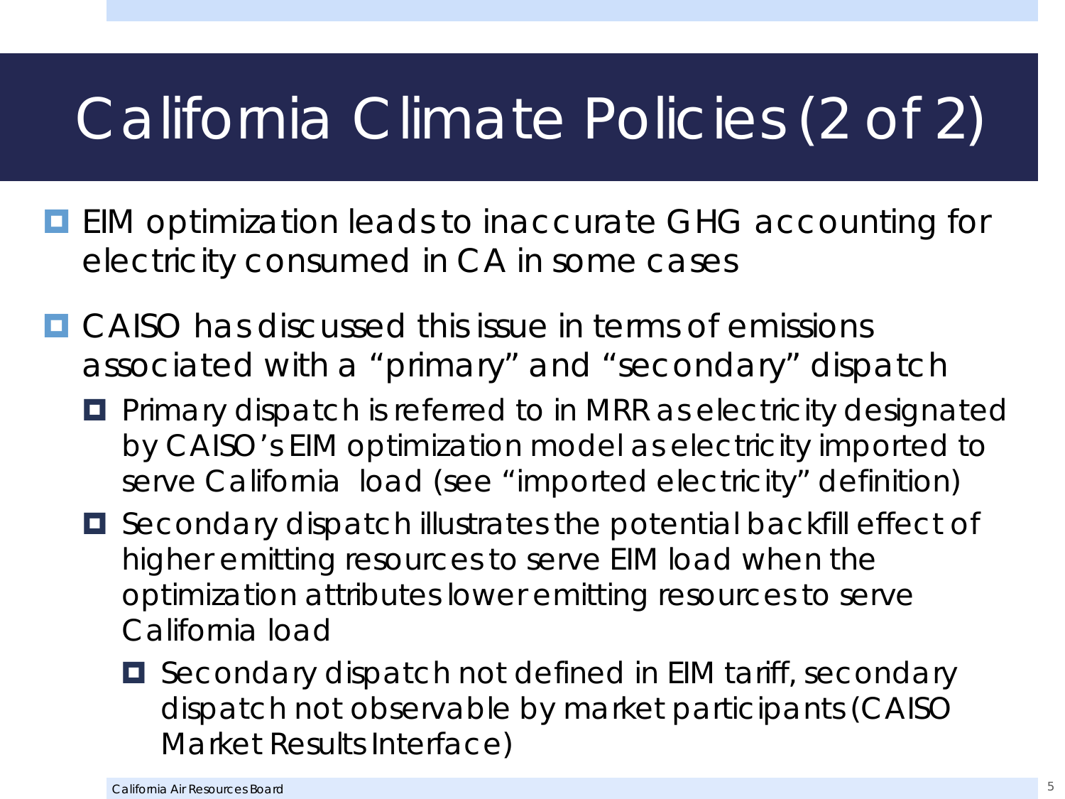# California Climate Policies (2 of 2)

- EIM optimization leads to inaccurate GHG accounting for electricity consumed in CA in some cases
- CAISO has discussed this issue in terms of emissions associated with a "primary" and "secondary" dispatch
  - Primary dispatch is referred to in MRR as electricity designated by CAISO's EIM optimization model as electricity imported to serve California load (see "imported electricity" definition)
  - Secondary dispatch illustrates the potential backfill effect of higher emitting resources to serve EIM load when the optimization attributes lower emitting resources to serve California load
    - Secondary dispatch not defined in EIM tariff, secondary dispatch not observable by market participants (CAISO Market Results Interface)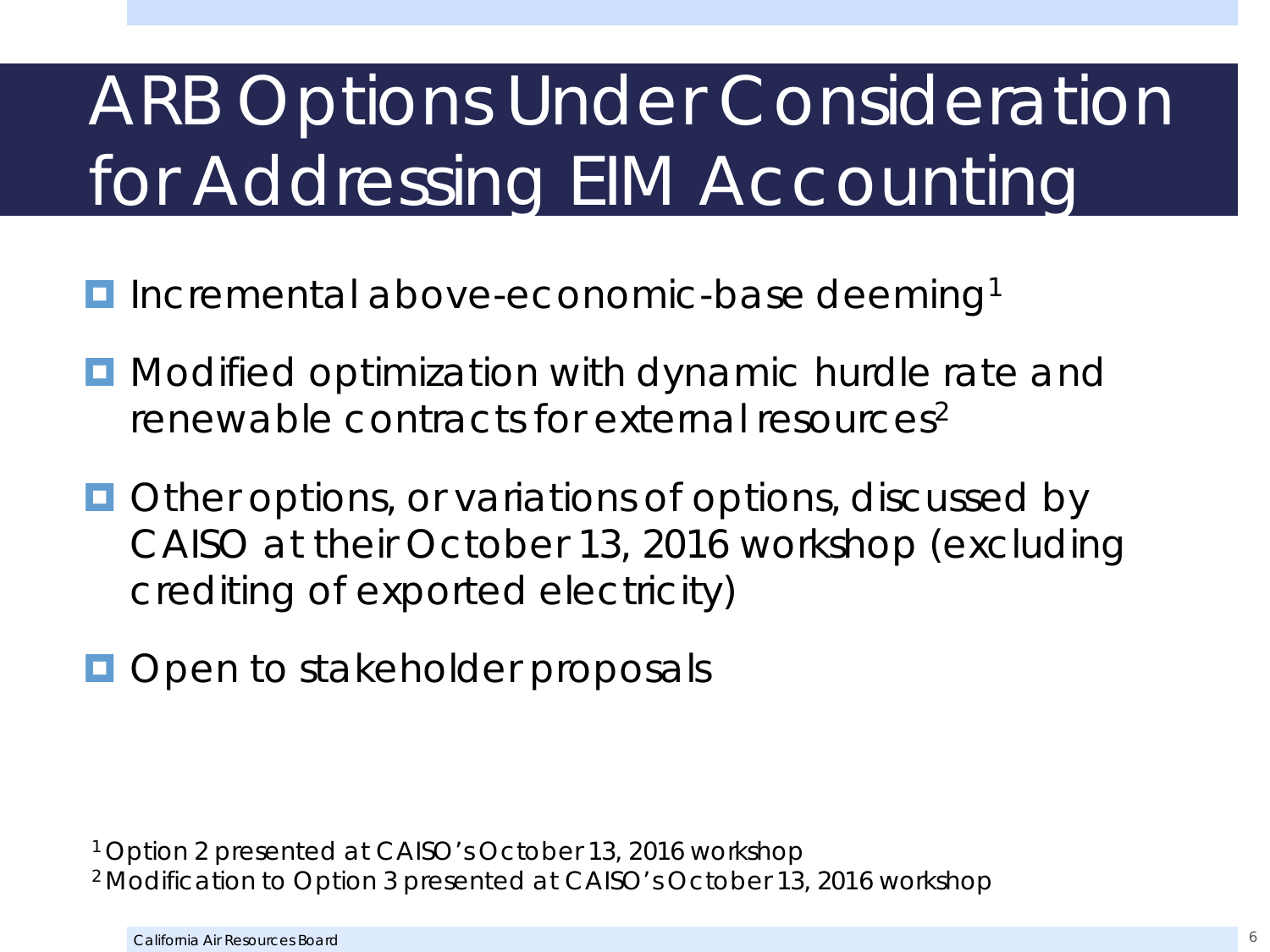# ARB Options Under Consideration for Addressing EIM Accounting

- Incremental above-economic-base deeming[1]
- Modified optimization with dynamic hurdle rate and renewable contracts for external resources[2]
- Other options, or variations of options, discussed by CAISO at their October 13, 2016 workshop (excluding crediting of exported electricity)
- Open to stakeholder proposals

[1] Option 2 presented at CAISO's October 13, 2016 workshop
[2] Modification to Option 3 presented at CAISO's October 13, 2016 workshop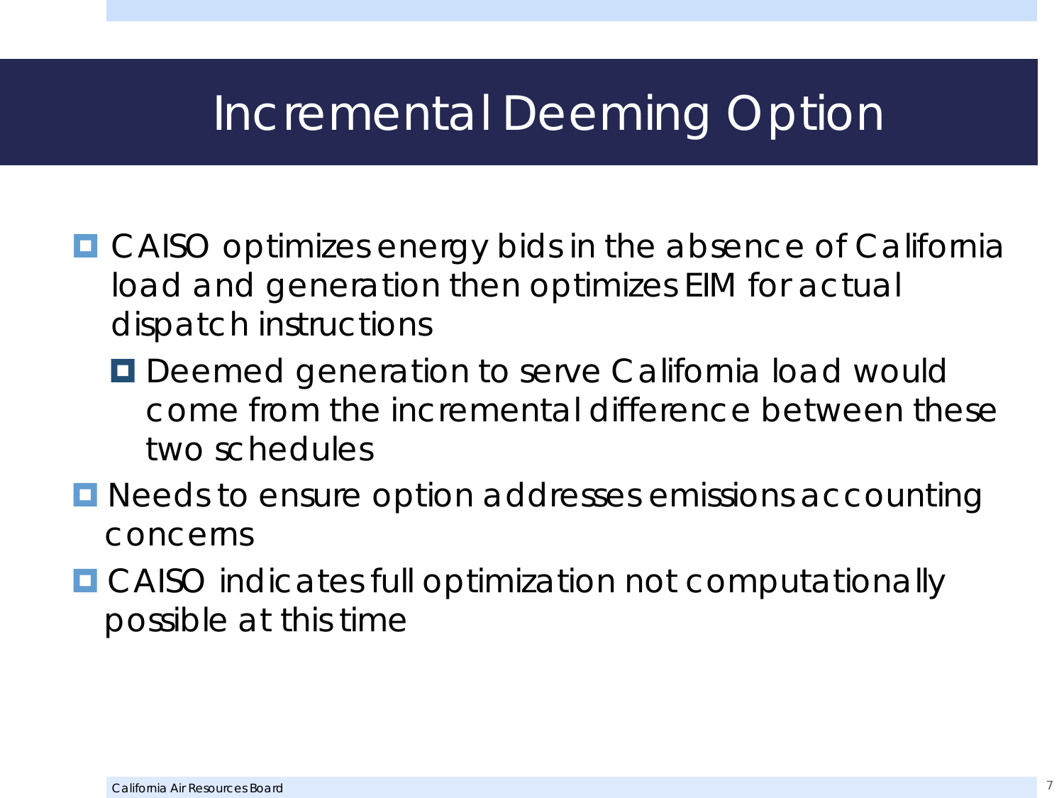# Incremental Deeming Option

- CAISO optimizes energy bids in the absence of California load and generation then optimizes EIM for actual dispatch instructions
  - Deemed generation to serve California load would come from the incremental difference between these two schedules
- Needs to ensure option addresses emissions accounting concerns
- CAISO indicates full optimization not computationally possible at this time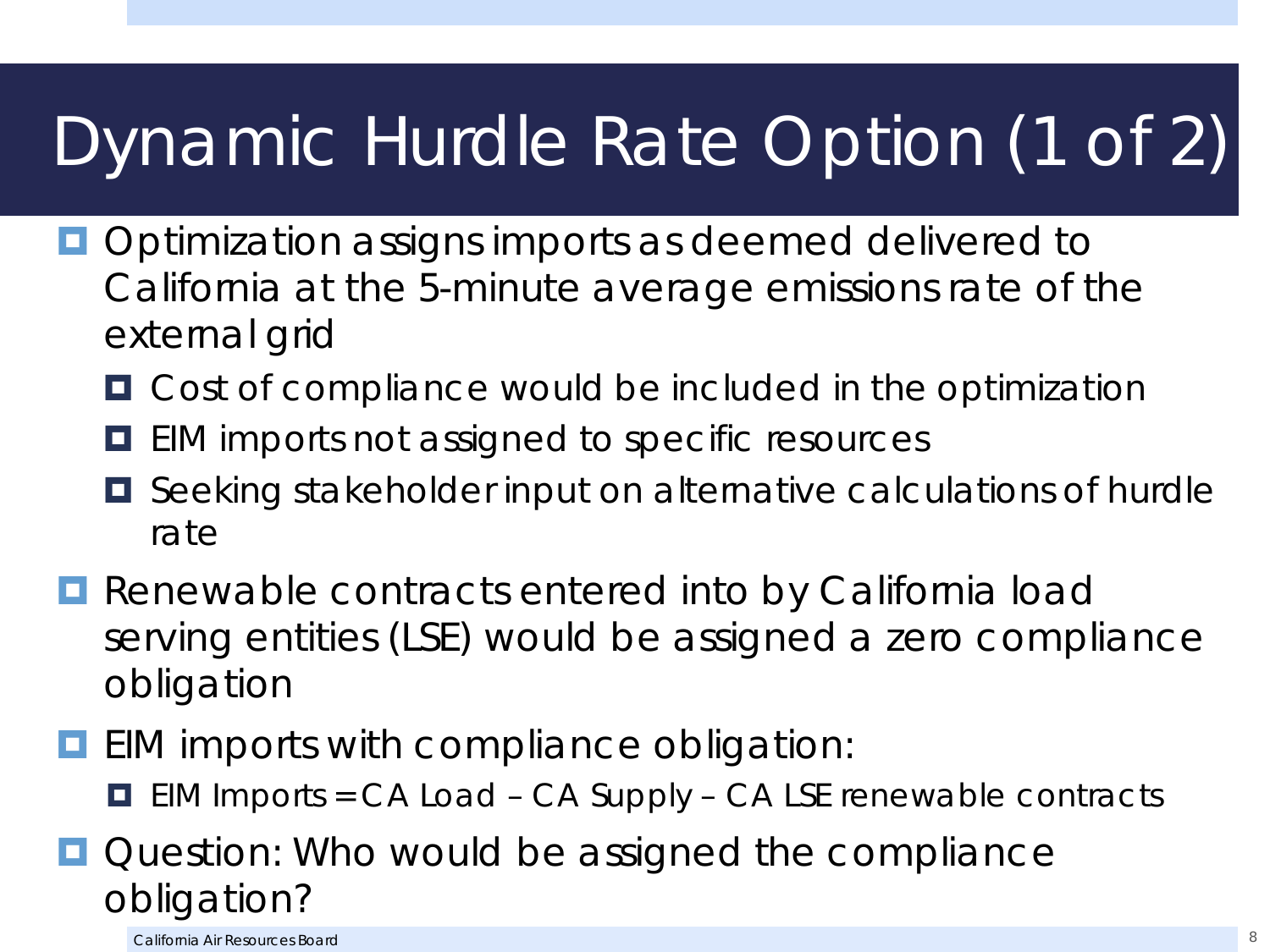# Dynamic Hurdle Rate Option (1 of 2)

- Optimization assigns imports as deemed delivered to California at the 5-minute average emissions rate of the external grid
  - Cost of compliance would be included in the optimization
  - EIM imports not assigned to specific resources
  - Seeking stakeholder input on alternative calculations of hurdle rate
- Renewable contracts entered into by California load serving entities (LSE) would be assigned a zero compliance obligation
- EIM imports with compliance obligation:
  - EIM Imports = CA Load – CA Supply – CA LSE renewable contracts
- Question: Who would be assigned the compliance obligation?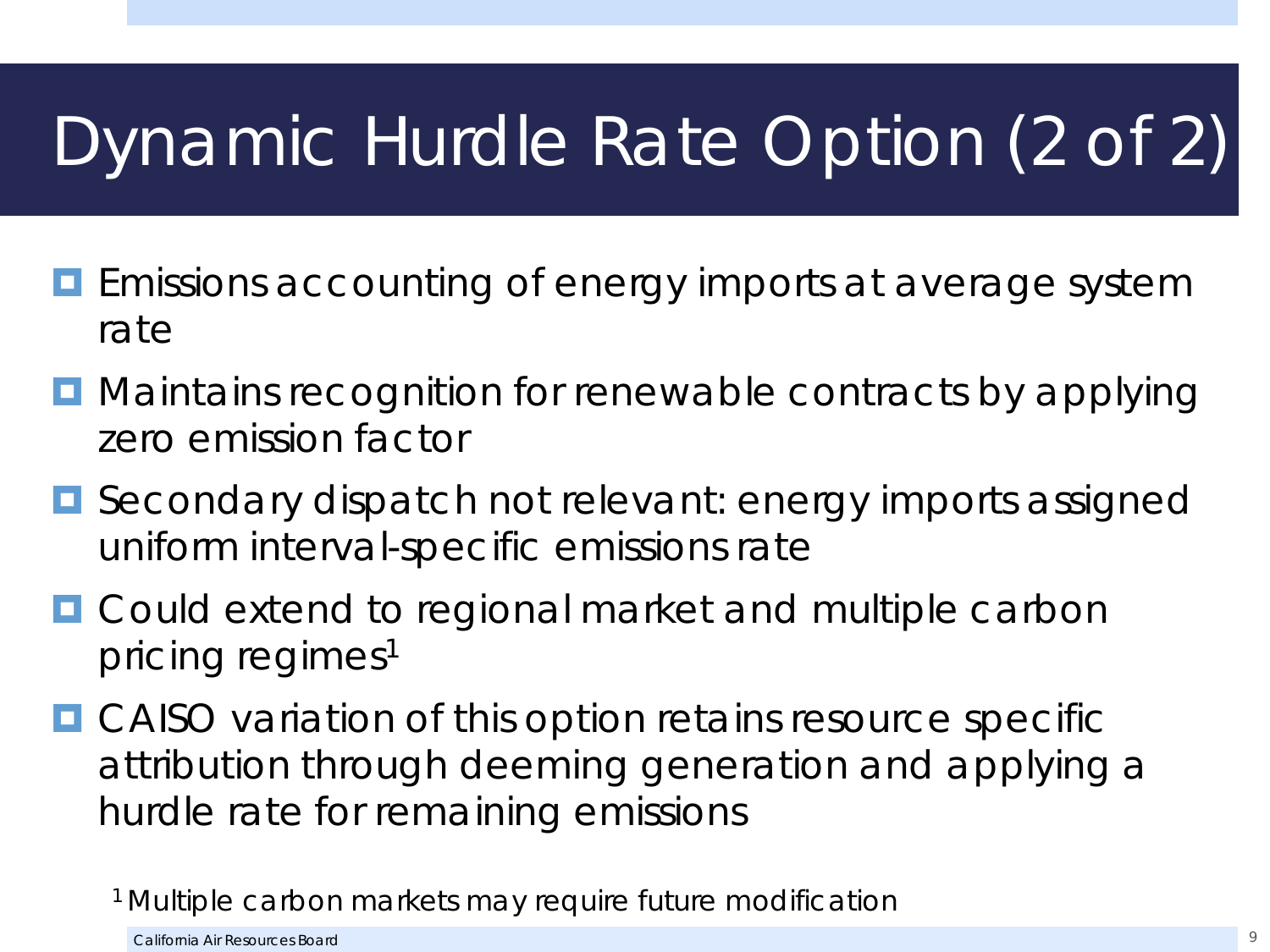# Dynamic Hurdle Rate Option (2 of 2)

- Emissions accounting of energy imports at average system rate
- Maintains recognition for renewable contracts by applying zero emission factor
- Secondary dispatch not relevant: energy imports assigned uniform interval-specific emissions rate
- Could extend to regional market and multiple carbon pricing regimes[1]
- CAISO variation of this option retains resource specific attribution through deeming generation and applying a hurdle rate for remaining emissions

[1] Multiple carbon markets may require future modification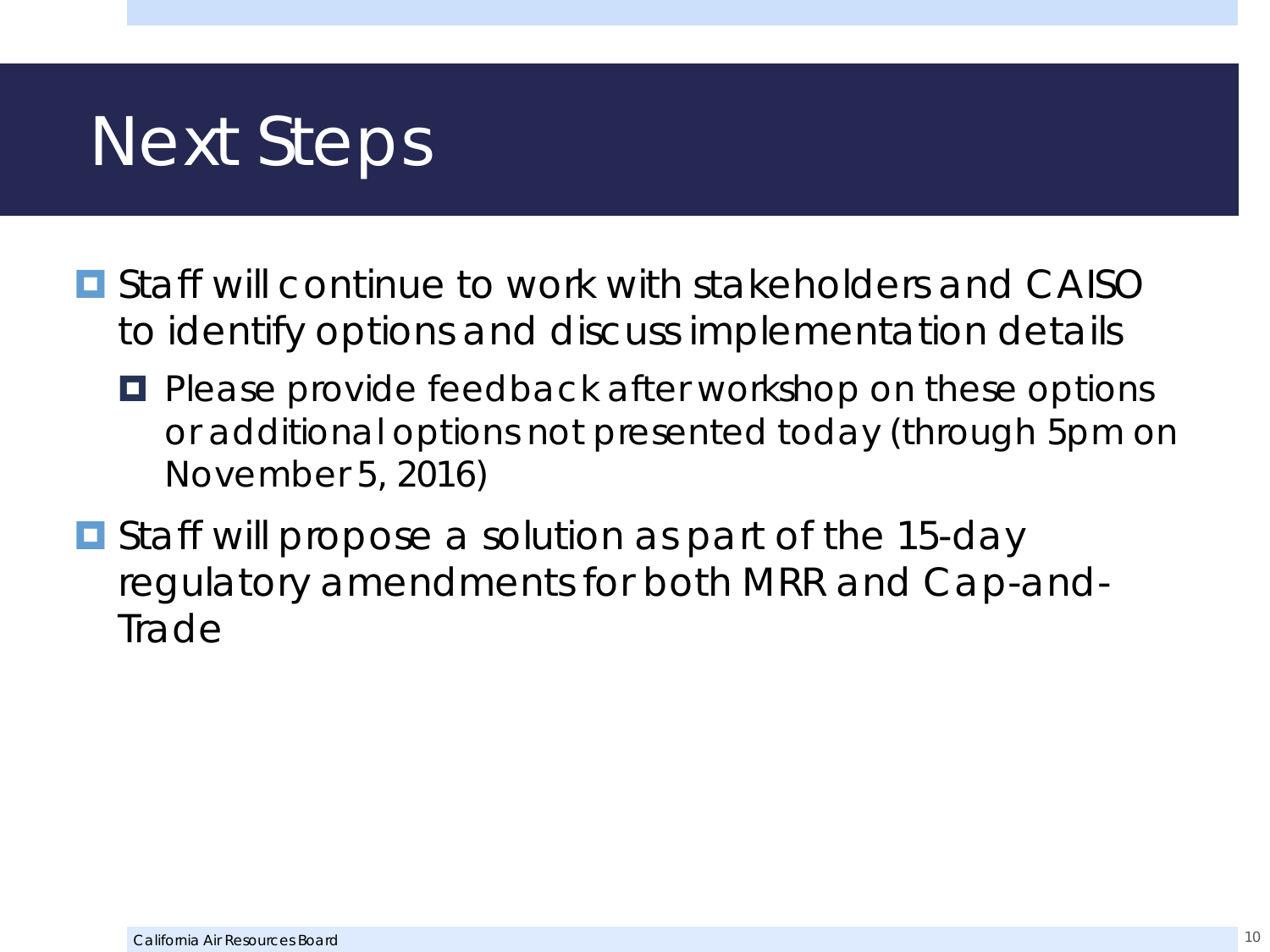# Next Steps

- Staff will continue to work with stakeholders and CAISO to identify options and discuss implementation details
  - Please provide feedback after workshop on these options or additional options not presented today (through 5pm on November 5, 2016)
- Staff will propose a solution as part of the 15-day regulatory amendments for both MRR and Cap-and-Trade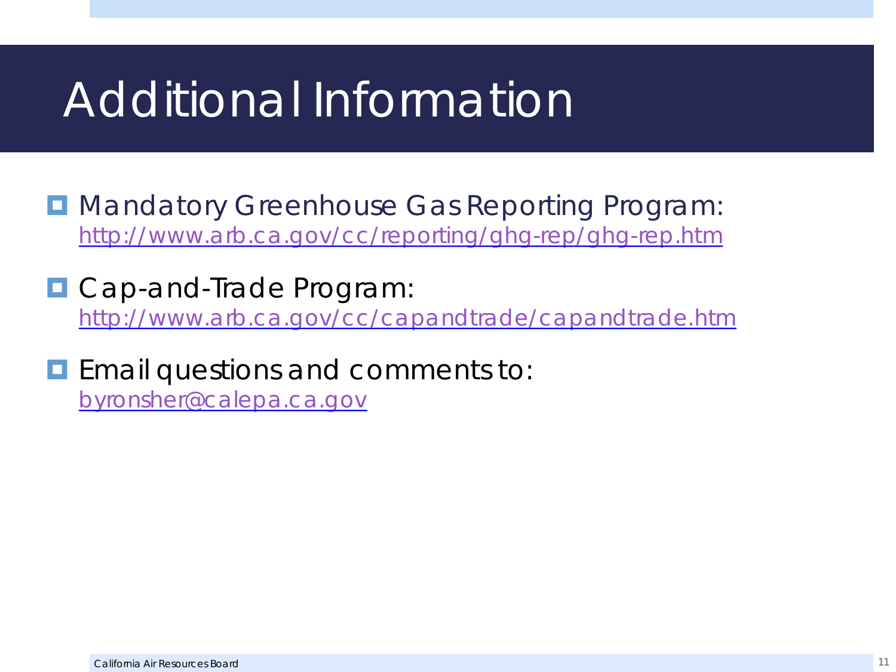# Additional Information

- Mandatory Greenhouse Gas Reporting Program:
  http://www.arb.ca.gov/cc/reporting/ghg-rep/ghg-rep.htm
- Cap-and-Trade Program:
  http://www.arb.ca.gov/cc/capandtrade/capandtrade.htm
- Email questions and comments to:
  byronsher@calepa.ca.gov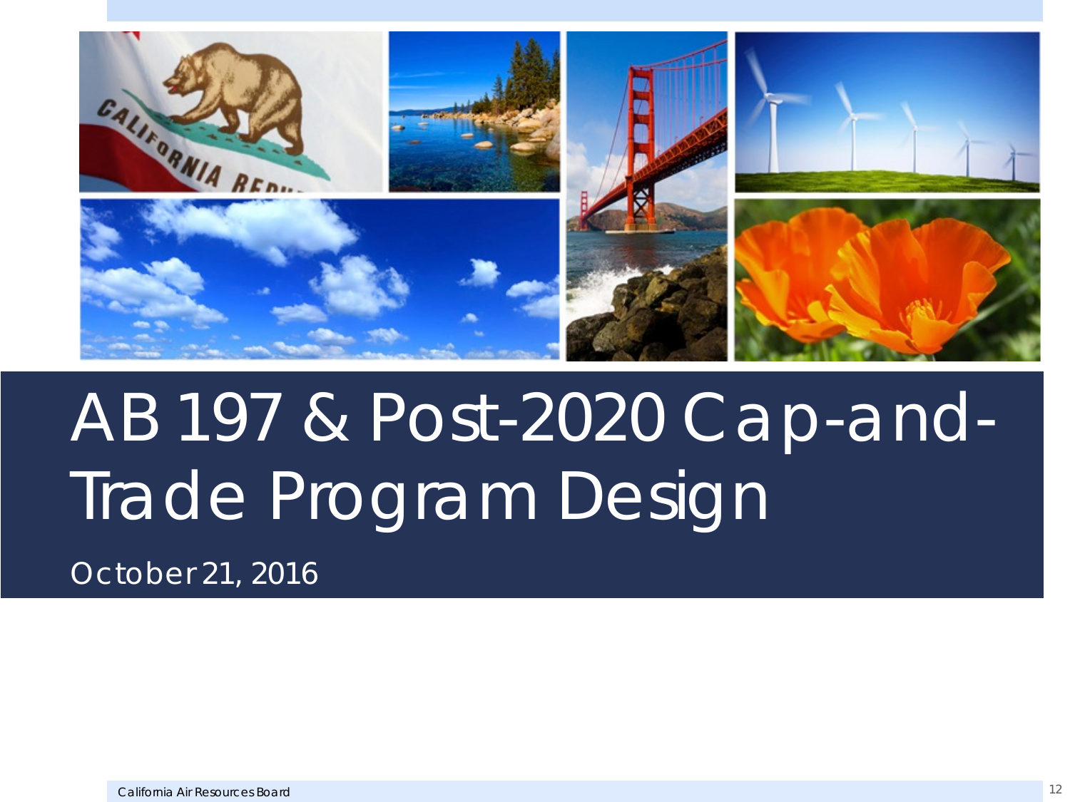# AB 197 & Post-2020 Cap-and-Trade Program Design

October 21, 2016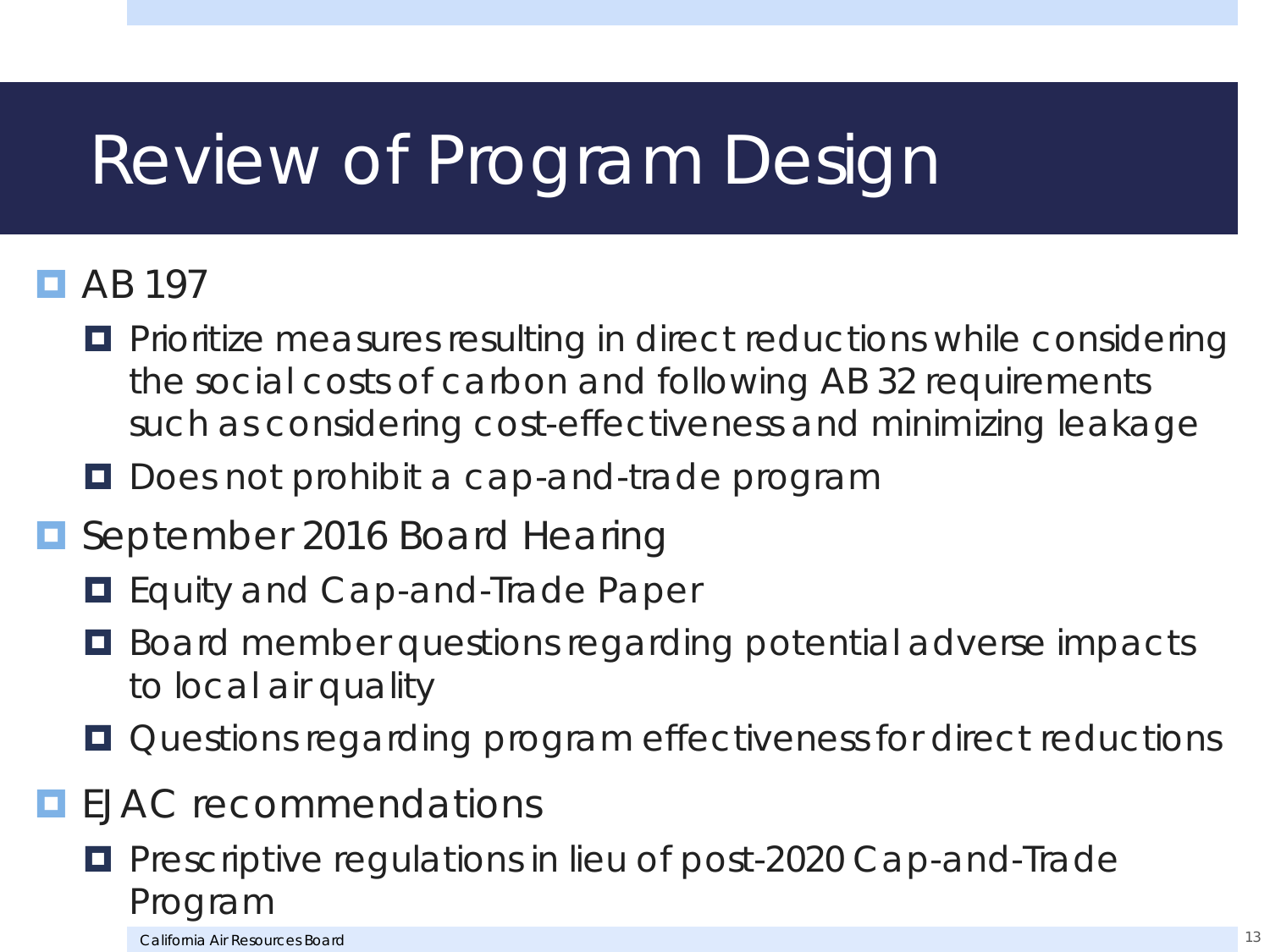# Review of Program Design

- AB 197
  - Prioritize measures resulting in direct reductions while considering the social costs of carbon and following AB 32 requirements such as considering cost-effectiveness and minimizing leakage
  - Does not prohibit a cap-and-trade program
- September 2016 Board Hearing
  - Equity and Cap-and-Trade Paper
  - Board member questions regarding potential adverse impacts to local air quality
  - Questions regarding program effectiveness for direct reductions
- EJAC recommendations
  - Prescriptive regulations in lieu of post-2020 Cap-and-Trade Program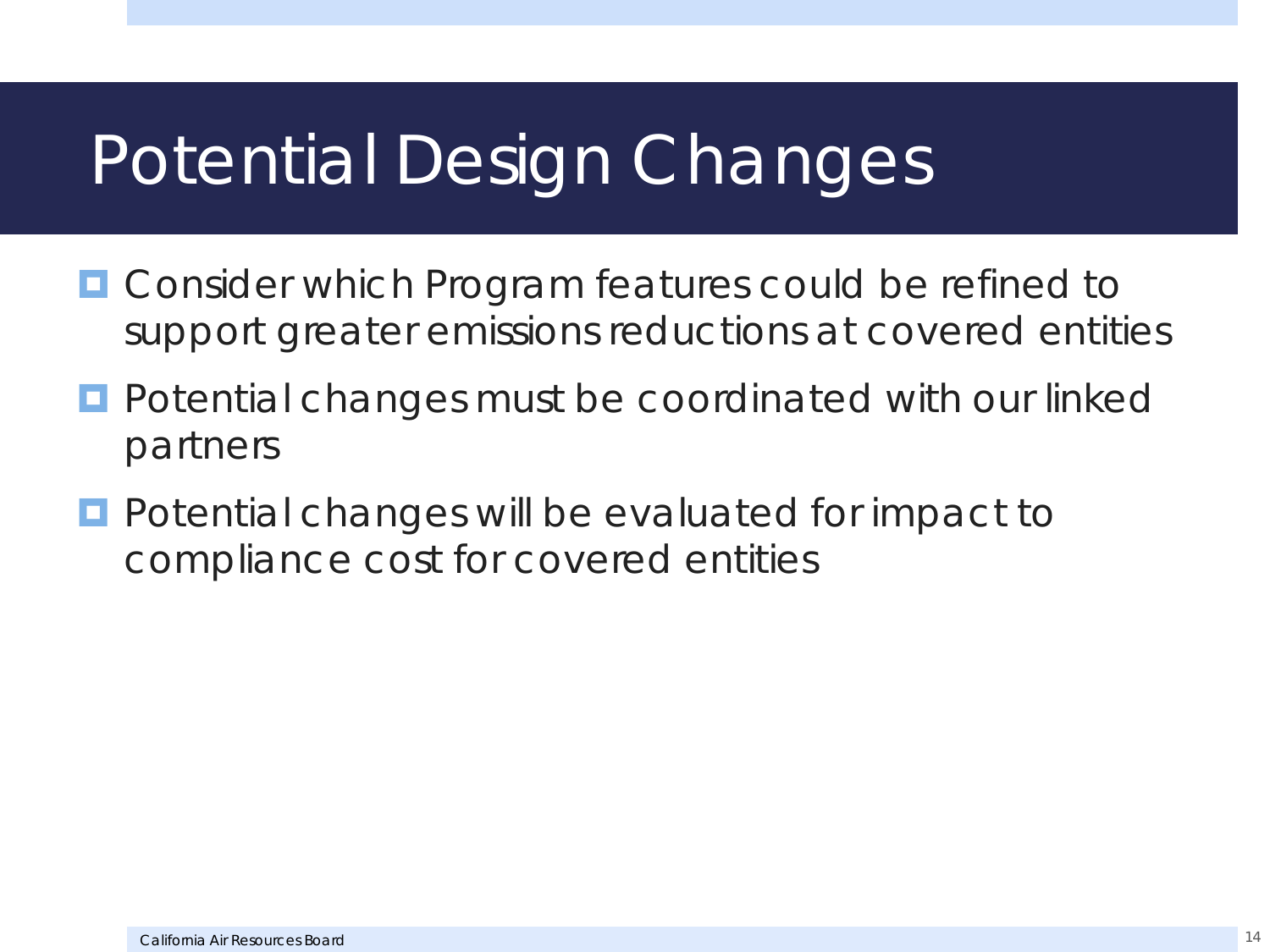# Potential Design Changes

- Consider which Program features could be refined to support greater emissions reductions at covered entities
- Potential changes must be coordinated with our linked partners
- Potential changes will be evaluated for impact to compliance cost for covered entities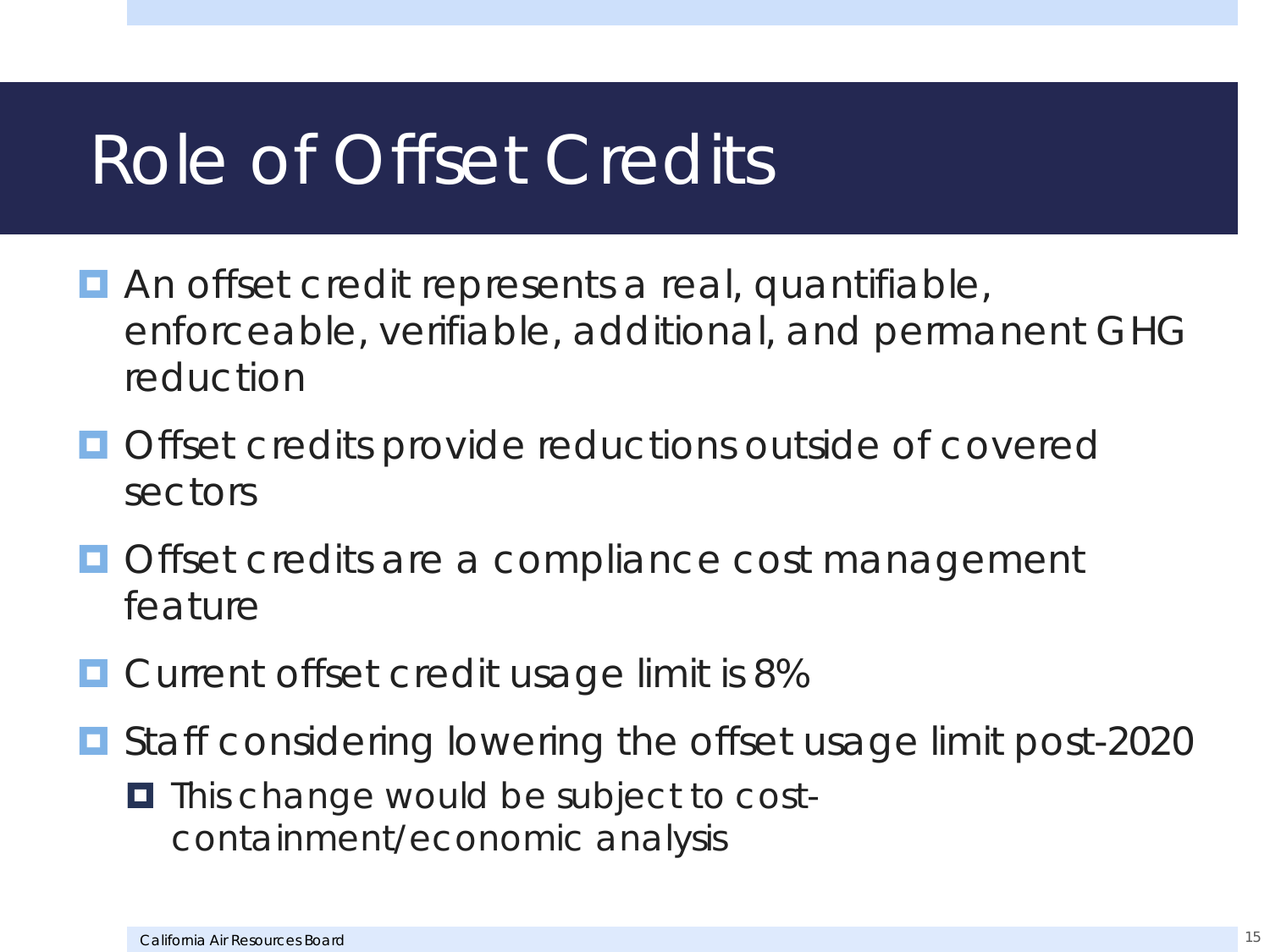# Role of Offset Credits

- An offset credit represents a real, quantifiable, enforceable, verifiable, additional, and permanent GHG reduction
- Offset credits provide reductions outside of covered sectors
- Offset credits are a compliance cost management feature
- Current offset credit usage limit is 8%
- Staff considering lowering the offset usage limit post-2020
  - This change would be subject to cost-containment/economic analysis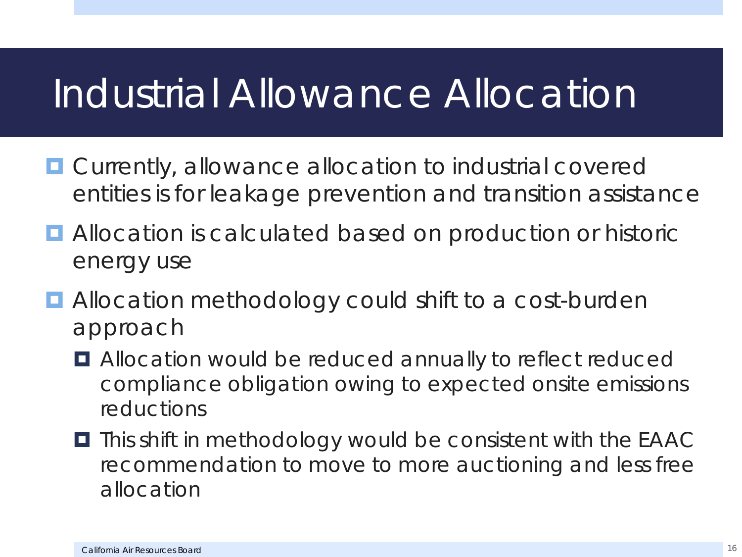# Industrial Allowance Allocation

- Currently, allowance allocation to industrial covered entities is for leakage prevention and transition assistance
- Allocation is calculated based on production or historic energy use
- Allocation methodology could shift to a cost-burden approach
  - Allocation would be reduced annually to reflect reduced compliance obligation owing to expected onsite emissions reductions
  - This shift in methodology would be consistent with the EAAC recommendation to move to more auctioning and less free allocation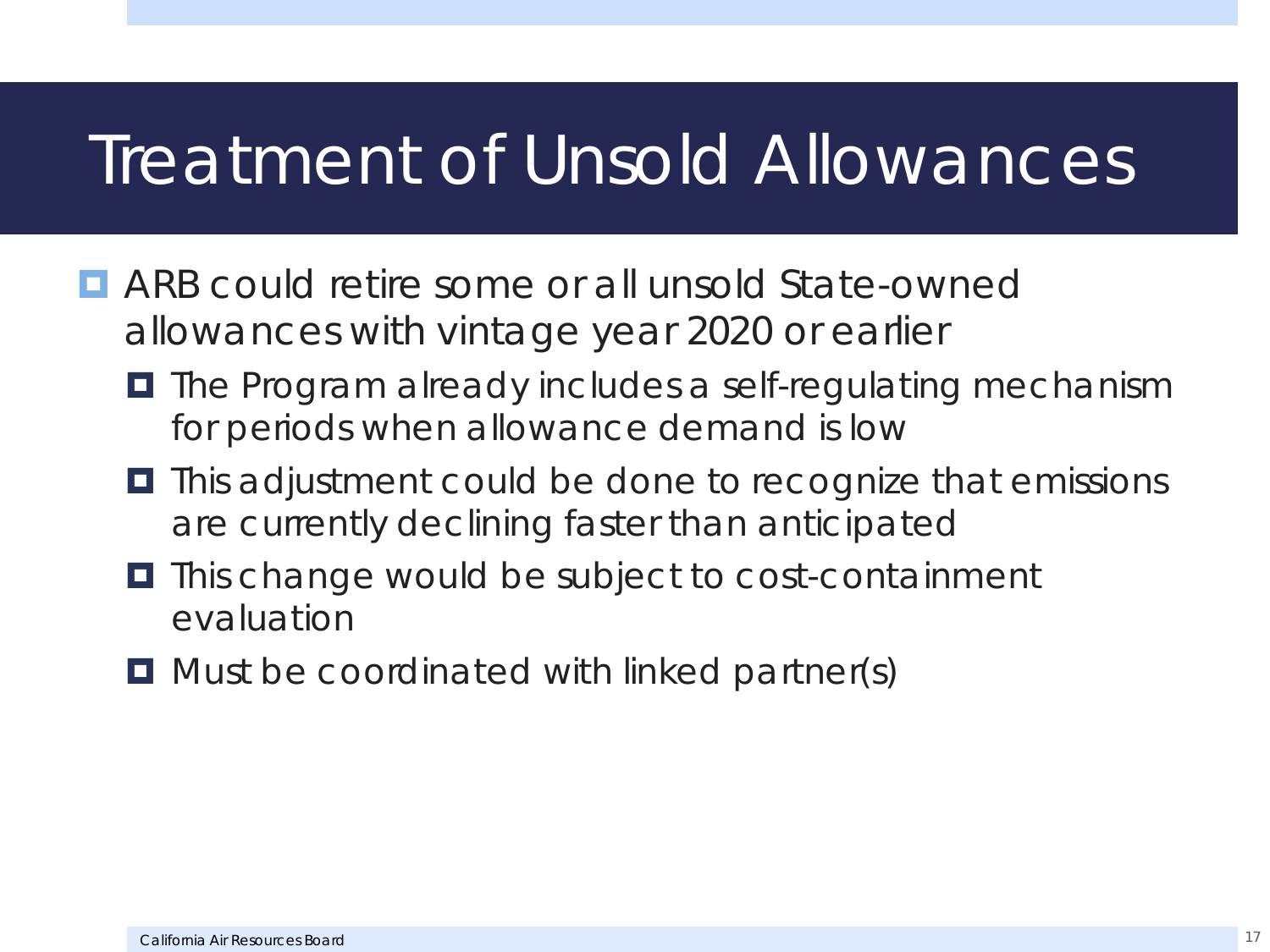# Treatment of Unsold Allowances

- ARB could retire some or all unsold State-owned allowances with vintage year 2020 or earlier
  - The Program already includes a self-regulating mechanism for periods when allowance demand is low
  - This adjustment could be done to recognize that emissions are currently declining faster than anticipated
  - This change would be subject to cost-containment evaluation
  - Must be coordinated with linked partner(s)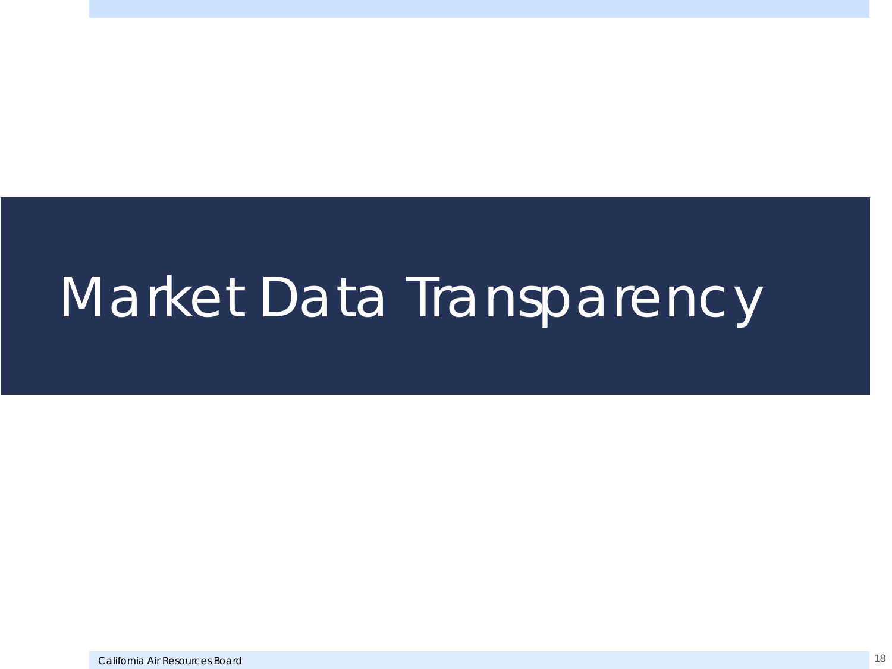# Market Data Transparency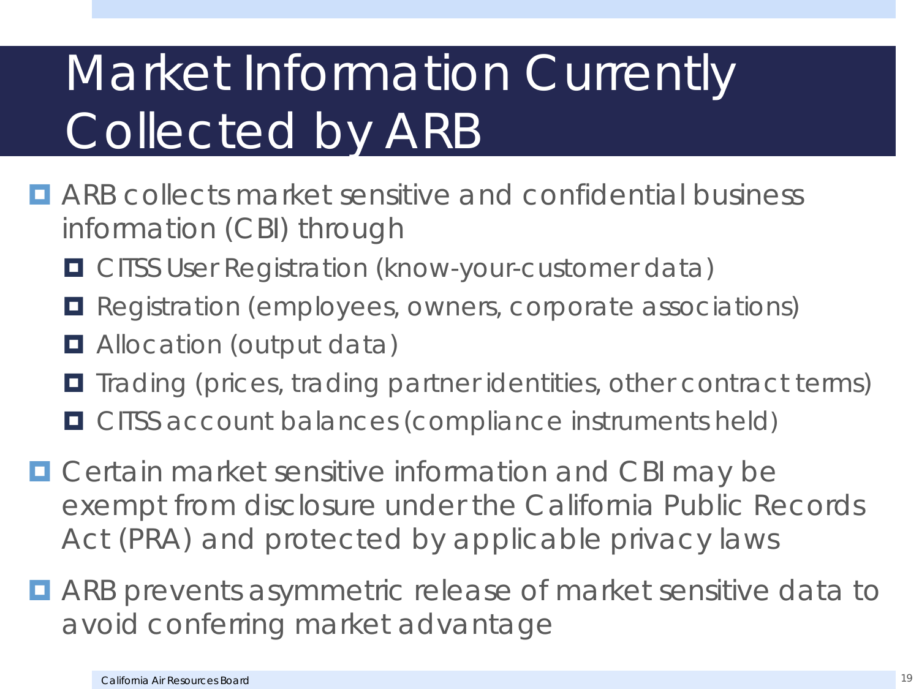# Market Information Currently Collected by ARB

- ARB collects market sensitive and confidential business information (CBI) through
  - CITSS User Registration (know-your-customer data)
  - Registration (employees, owners, corporate associations)
  - Allocation (output data)
  - Trading (prices, trading partner identities, other contract terms)
  - CITSS account balances (compliance instruments held)
- Certain market sensitive information and CBI may be exempt from disclosure under the California Public Records Act (PRA) and protected by applicable privacy laws
- ARB prevents asymmetric release of market sensitive data to avoid conferring market advantage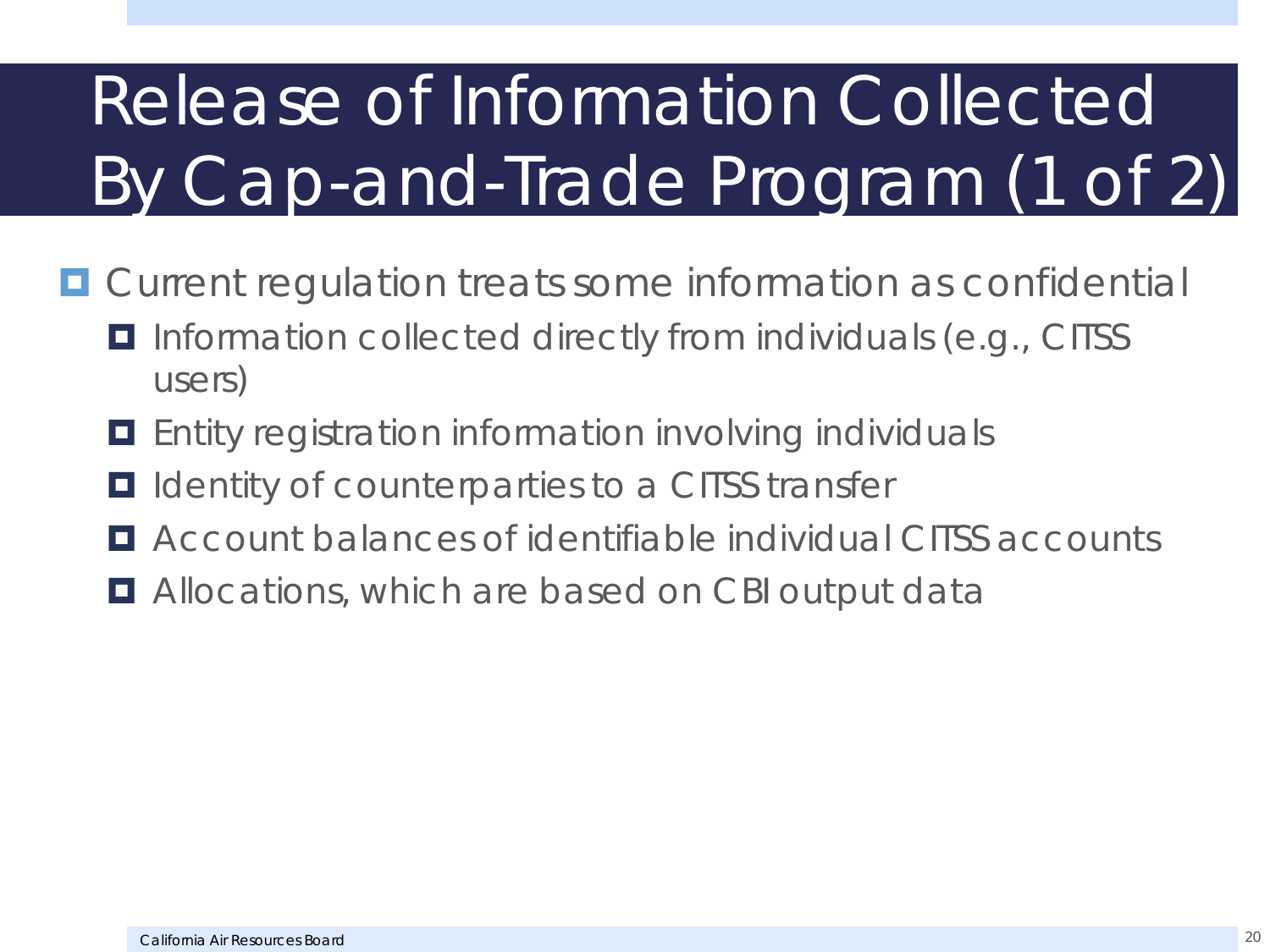# Release of Information Collected By Cap-and-Trade Program (1 of 2)

- Current regulation treats some information as confidential
  - Information collected directly from individuals (e.g., CITSS users)
  - Entity registration information involving individuals
  - Identity of counterparties to a CITSS transfer
  - Account balances of identifiable individual CITSS accounts
  - Allocations, which are based on CBI output data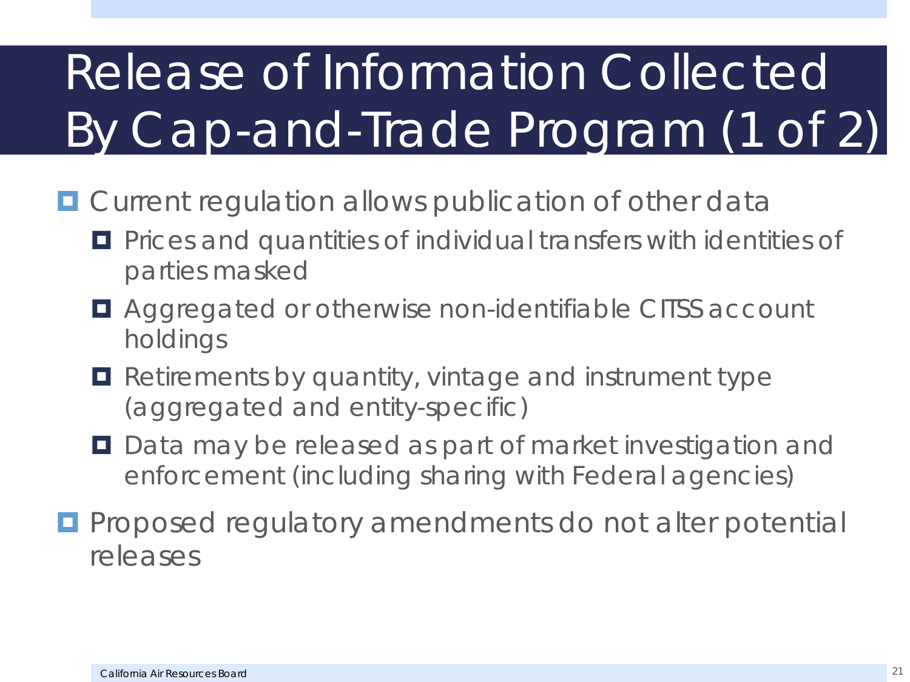# Release of Information Collected By Cap-and-Trade Program (1 of 2)

- Current regulation allows publication of other data
  - Prices and quantities of individual transfers with identities of parties masked
  - Aggregated or otherwise non-identifiable CITSS account holdings
  - Retirements by quantity, vintage and instrument type (aggregated and entity-specific)
  - Data may be released as part of market investigation and enforcement (including sharing with Federal agencies)
- Proposed regulatory amendments do not alter potential releases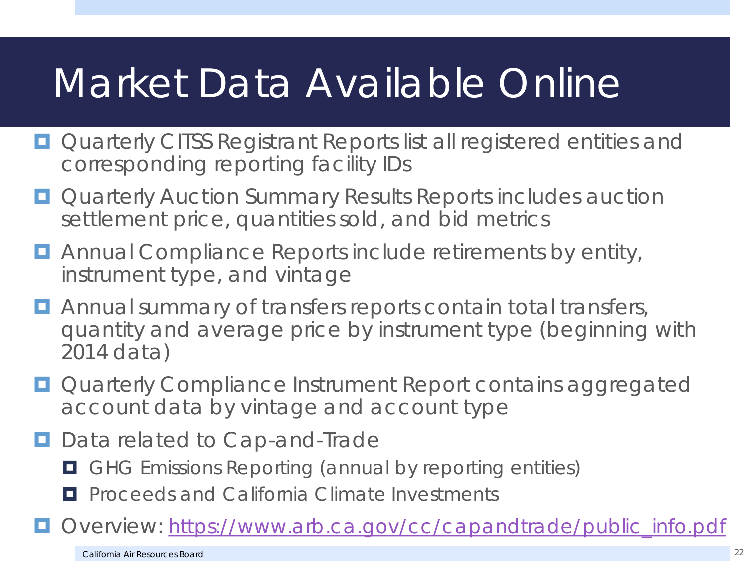# Market Data Available Online

- Quarterly CITSS Registrant Reports list all registered entities and corresponding reporting facility IDs
- Quarterly Auction Summary Results Reports includes auction settlement price, quantities sold, and bid metrics
- Annual Compliance Reports include retirements by entity, instrument type, and vintage
- Annual summary of transfers reports contain total transfers, quantity and average price by instrument type (beginning with 2014 data)
- Quarterly Compliance Instrument Report contains aggregated account data by vintage and account type
- Data related to Cap-and-Trade
  - GHG Emissions Reporting (annual by reporting entities)
  - Proceeds and California Climate Investments
- Overview: [https://www.arb.ca.gov/cc/capandtrade/public_info.pdf](https://www.arb.ca.gov/cc/capandtrade/public_info.pdf)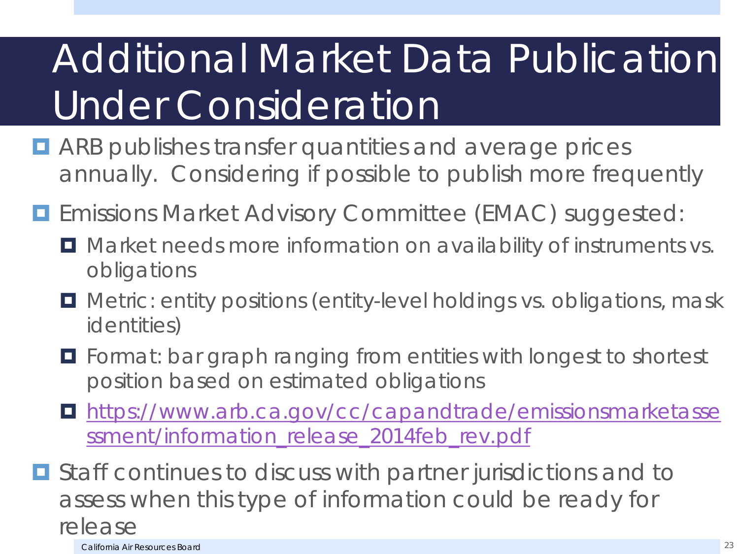# Additional Market Data Publication Under Consideration

- ARB publishes transfer quantities and average prices annually. Considering if possible to publish more frequently
- Emissions Market Advisory Committee (EMAC) suggested:
  - Market needs more information on availability of instruments vs. obligations
  - Metric: entity positions (entity-level holdings vs. obligations, mask identities)
  - Format: bar graph ranging from entities with longest to shortest position based on estimated obligations
  - https://www.arb.ca.gov/cc/capandtrade/emissionsmarketassessment/information_release_2014feb_rev.pdf
- Staff continues to discuss with partner jurisdictions and to assess when this type of information could be ready for release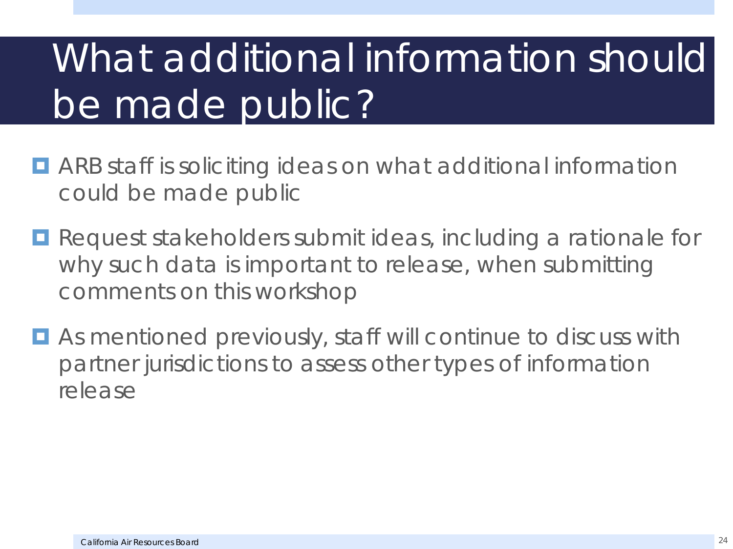# What additional information should be made public?

- ARB staff is soliciting ideas on what additional information could be made public
- Request stakeholders submit ideas, including a rationale for why such data is important to release, when submitting comments on this workshop
- As mentioned previously, staff will continue to discuss with partner jurisdictions to assess other types of information release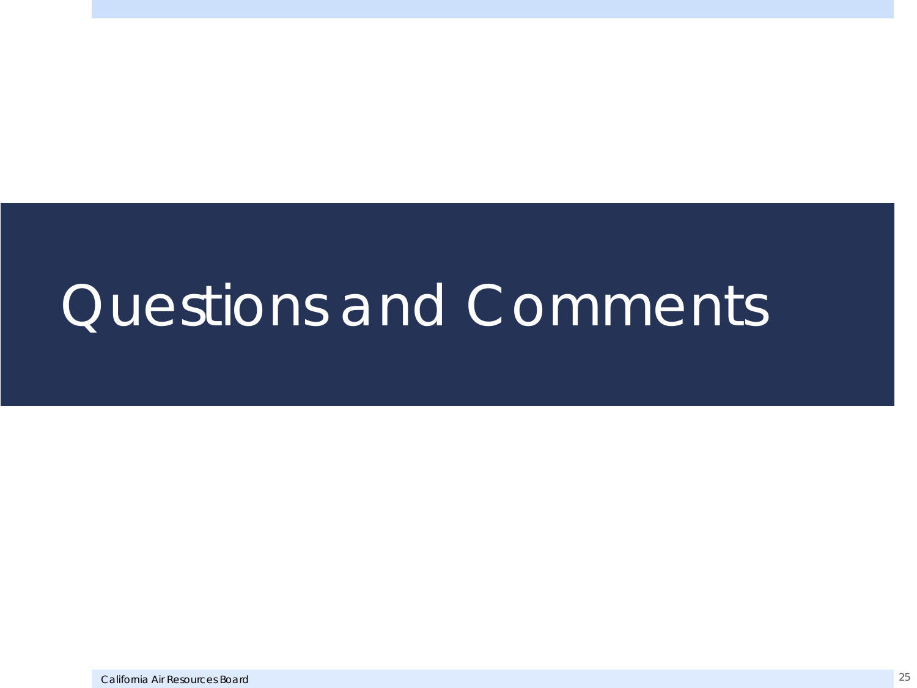# Questions and Comments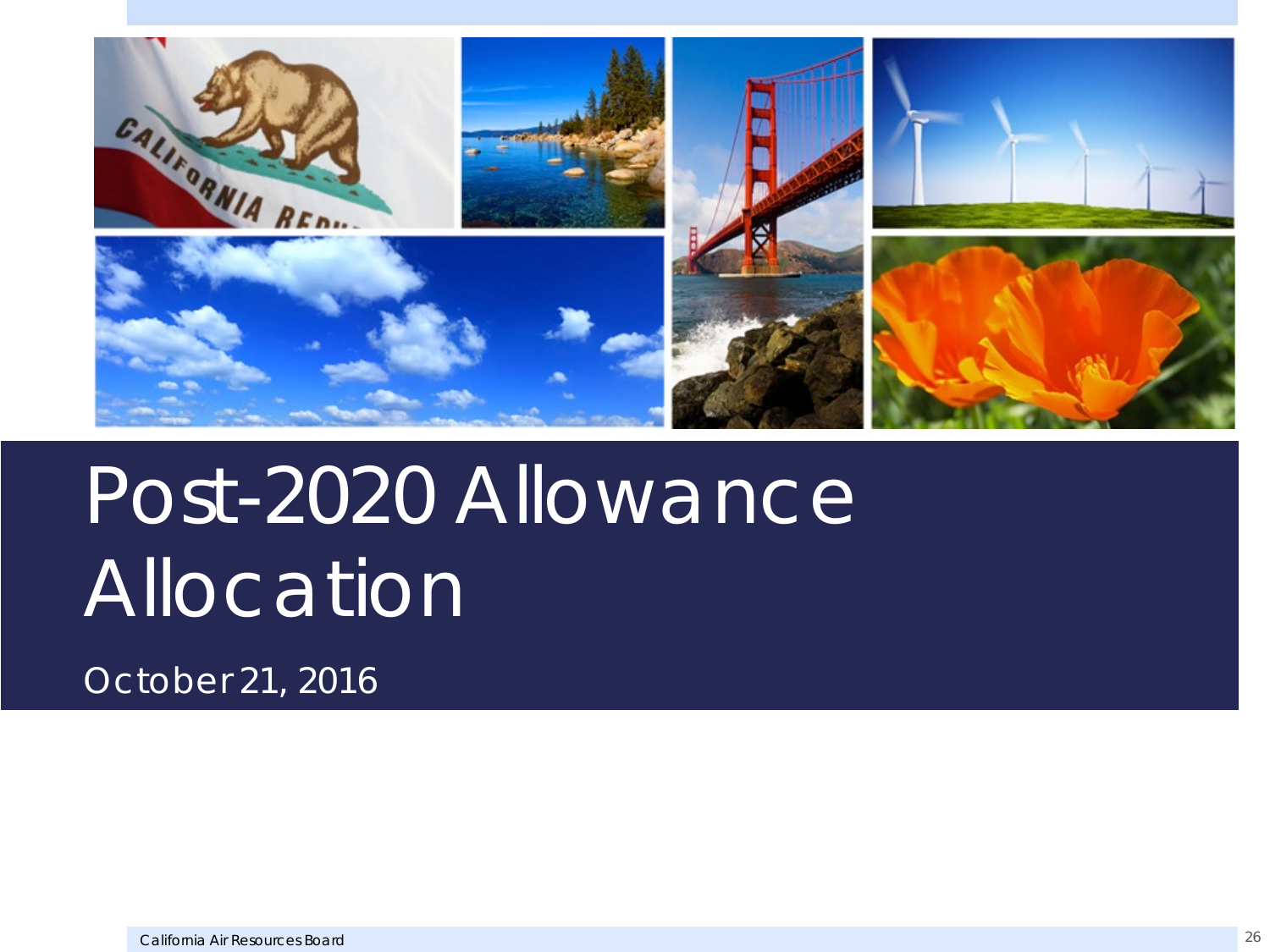# Post-2020 Allowance Allocation

October 21, 2016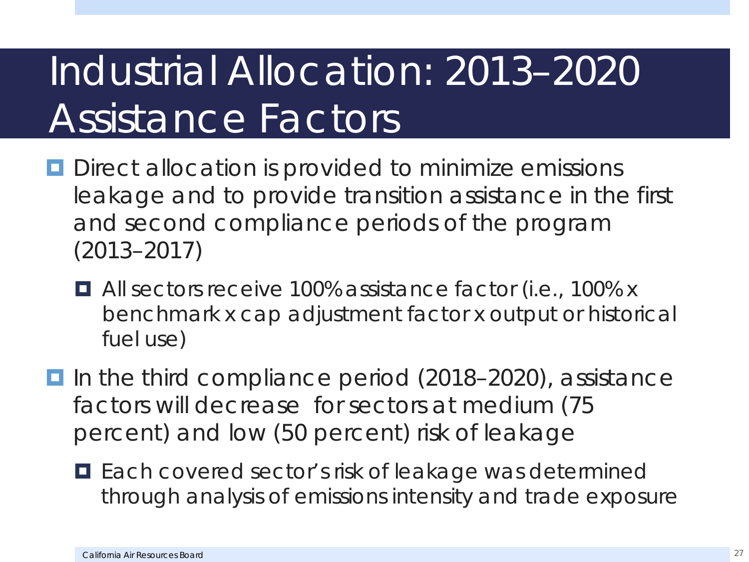# Industrial Allocation: 2013–2020 Assistance Factors

- Direct allocation is provided to minimize emissions leakage and to provide transition assistance in the first and second compliance periods of the program (2013–2017)
  - All sectors receive 100% assistance factor (i.e., 100% x benchmark x cap adjustment factor x output or historical fuel use)
- In the third compliance period (2018–2020), assistance factors will decrease for sectors at medium (75 percent) and low (50 percent) risk of leakage
  - Each covered sector's risk of leakage was determined through analysis of emissions intensity and trade exposure

California Air Resources Board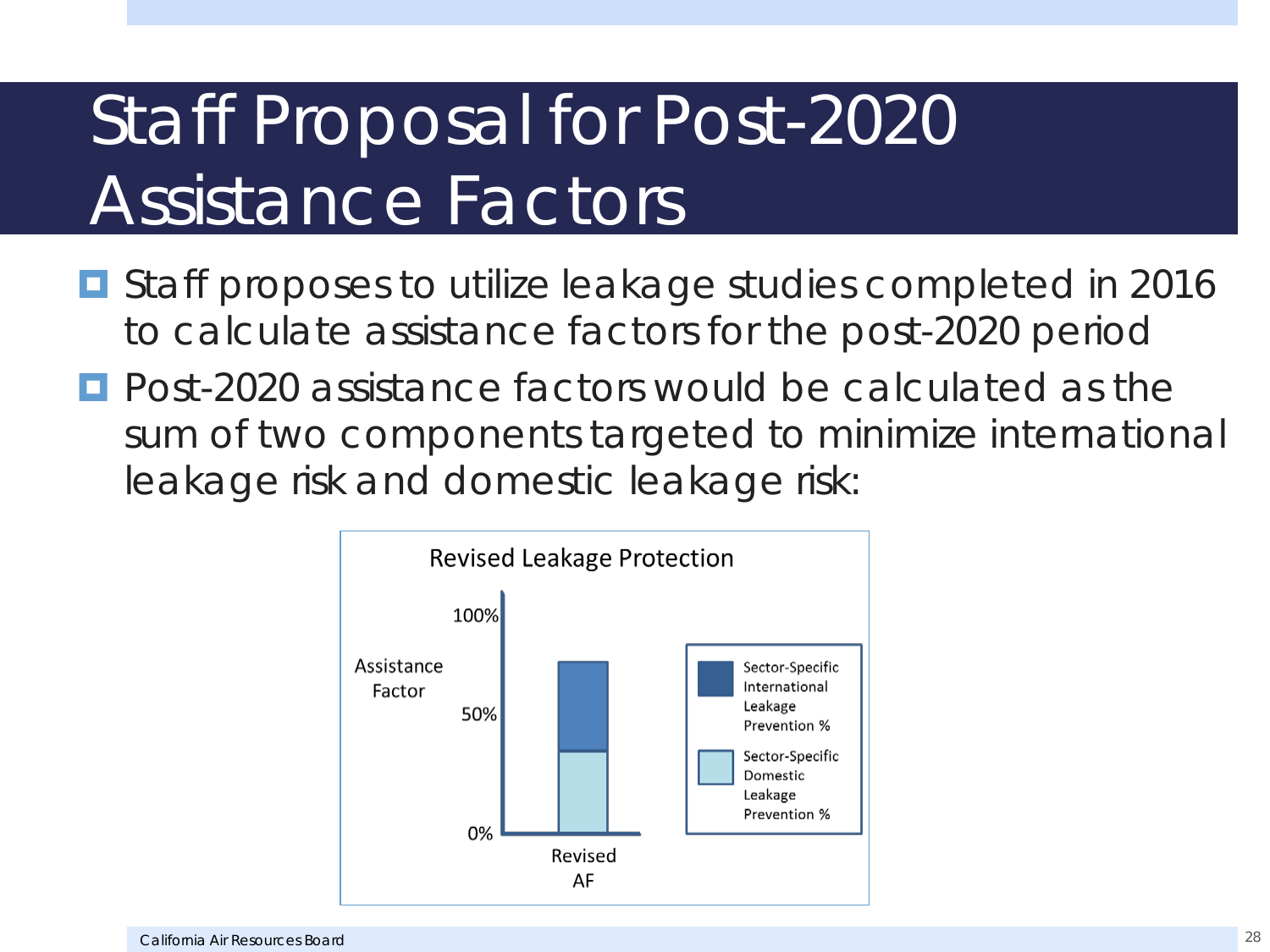# Staff Proposal for Post-2020 Assistance Factors

- Staff proposes to utilize leakage studies completed in 2016 to calculate assistance factors for the post-2020 period
- Post-2020 assistance factors would be calculated as the sum of two components targeted to minimize international leakage risk and domestic leakage risk:

Revised Leakage Protection

Assistance Factor

100%

50%

0%

Revised AF

Sector-Specific International Leakage Prevention %

Sector-Specific Domestic Leakage Prevention %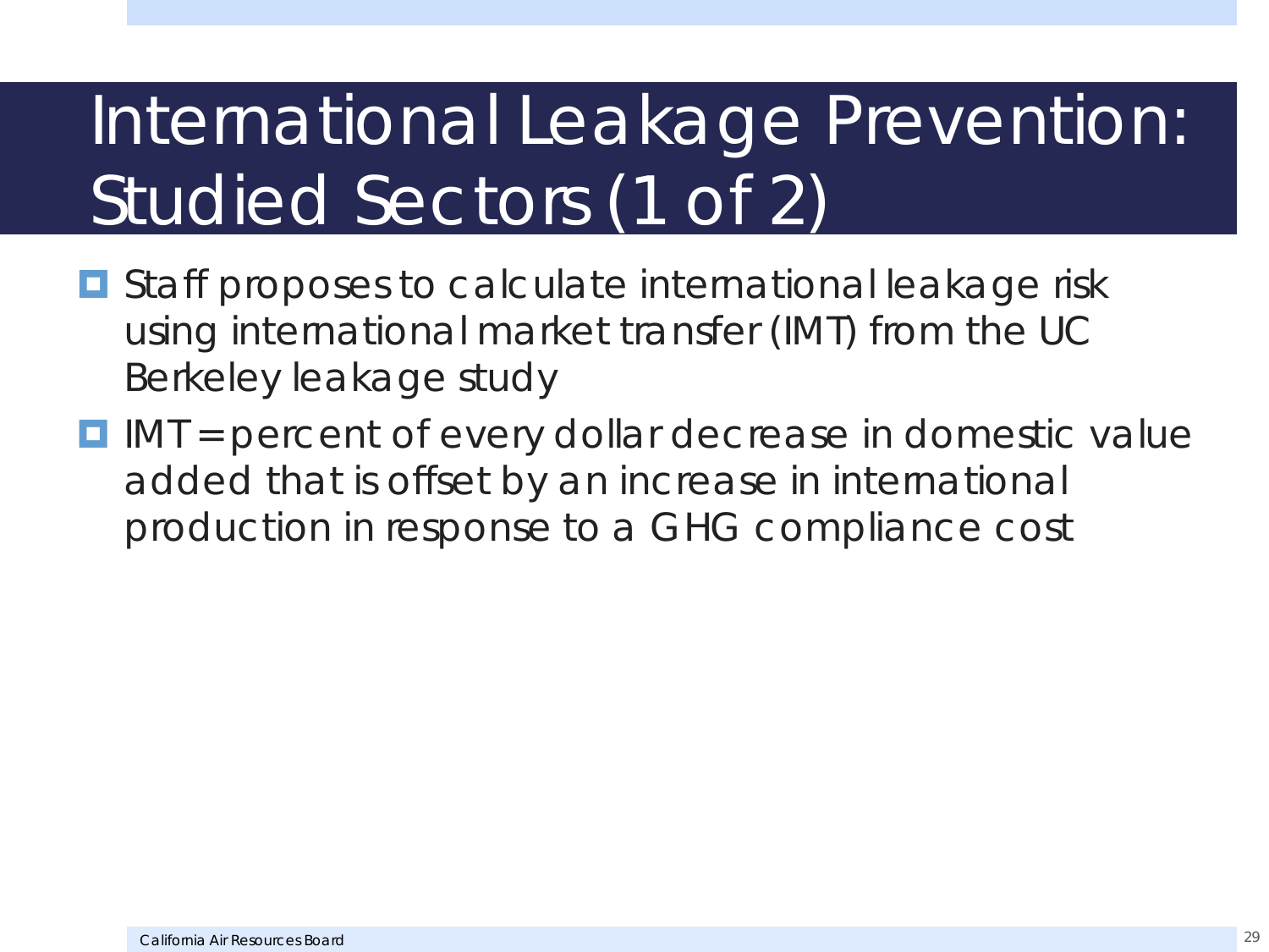# International Leakage Prevention: Studied Sectors (1 of 2)

- Staff proposes to calculate international leakage risk using international market transfer (IMT) from the UC Berkeley leakage study
- IMT = percent of every dollar decrease in domestic value added that is offset by an increase in international production in response to a GHG compliance cost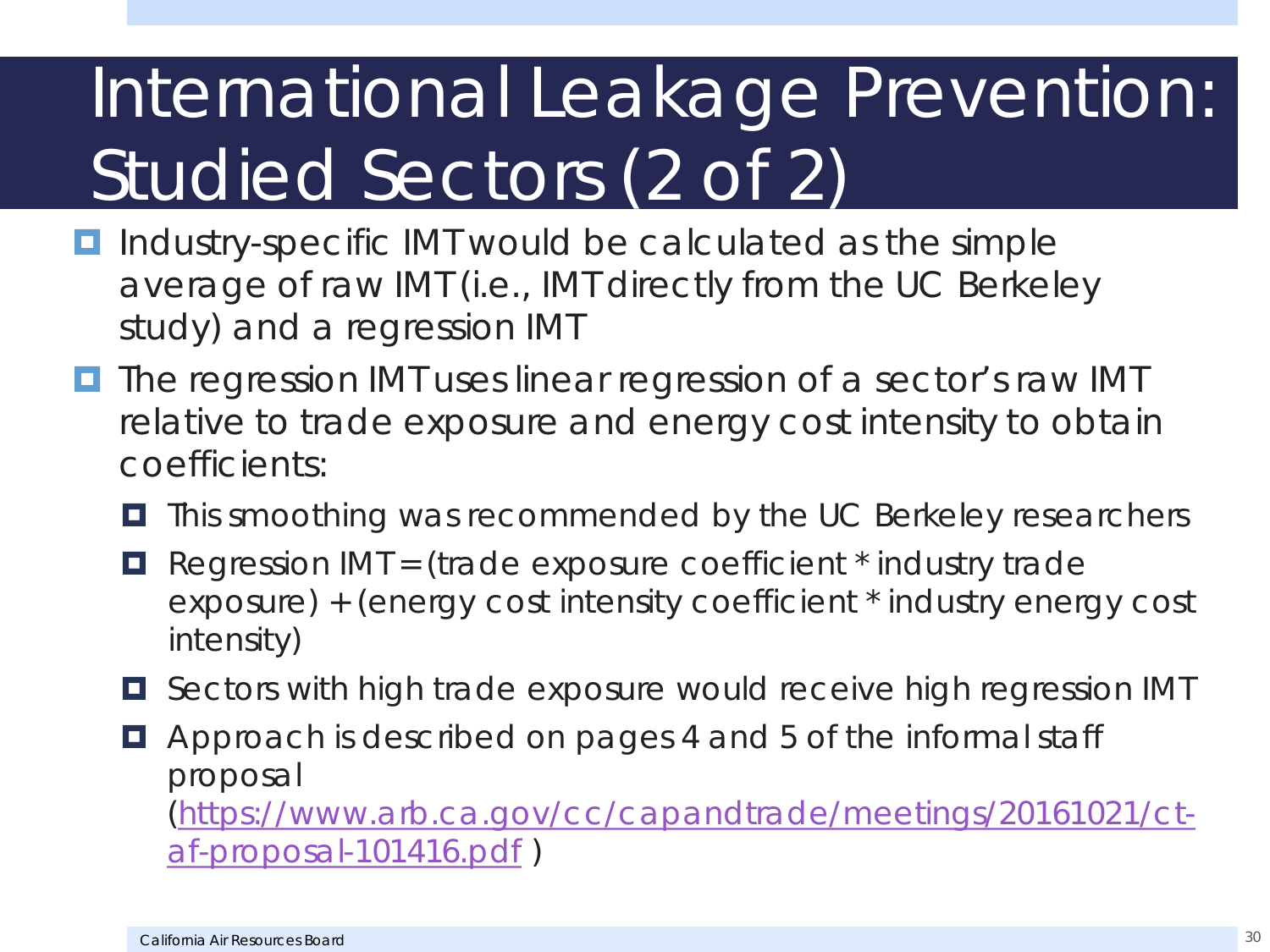# International Leakage Prevention: Studied Sectors (2 of 2)

- Industry-specific IMT would be calculated as the simple average of raw IMT (i.e., IMT directly from the UC Berkeley study) and a regression IMT
- The regression IMT uses linear regression of a sector's raw IMT relative to trade exposure and energy cost intensity to obtain coefficients:
  - This smoothing was recommended by the UC Berkeley researchers
  - Regression IMT = (trade exposure coefficient * industry trade exposure) + (energy cost intensity coefficient * industry energy cost intensity)
  - Sectors with high trade exposure would receive high regression IMT
  - Approach is described on pages 4 and 5 of the informal staff proposal ([https://www.arb.ca.gov/cc/capandtrade/meetings/20161021/ct-af-proposal-101416.pdf](https://www.arb.ca.gov/cc/capandtrade/meetings/20161021/ct-af-proposal-101416.pdf) )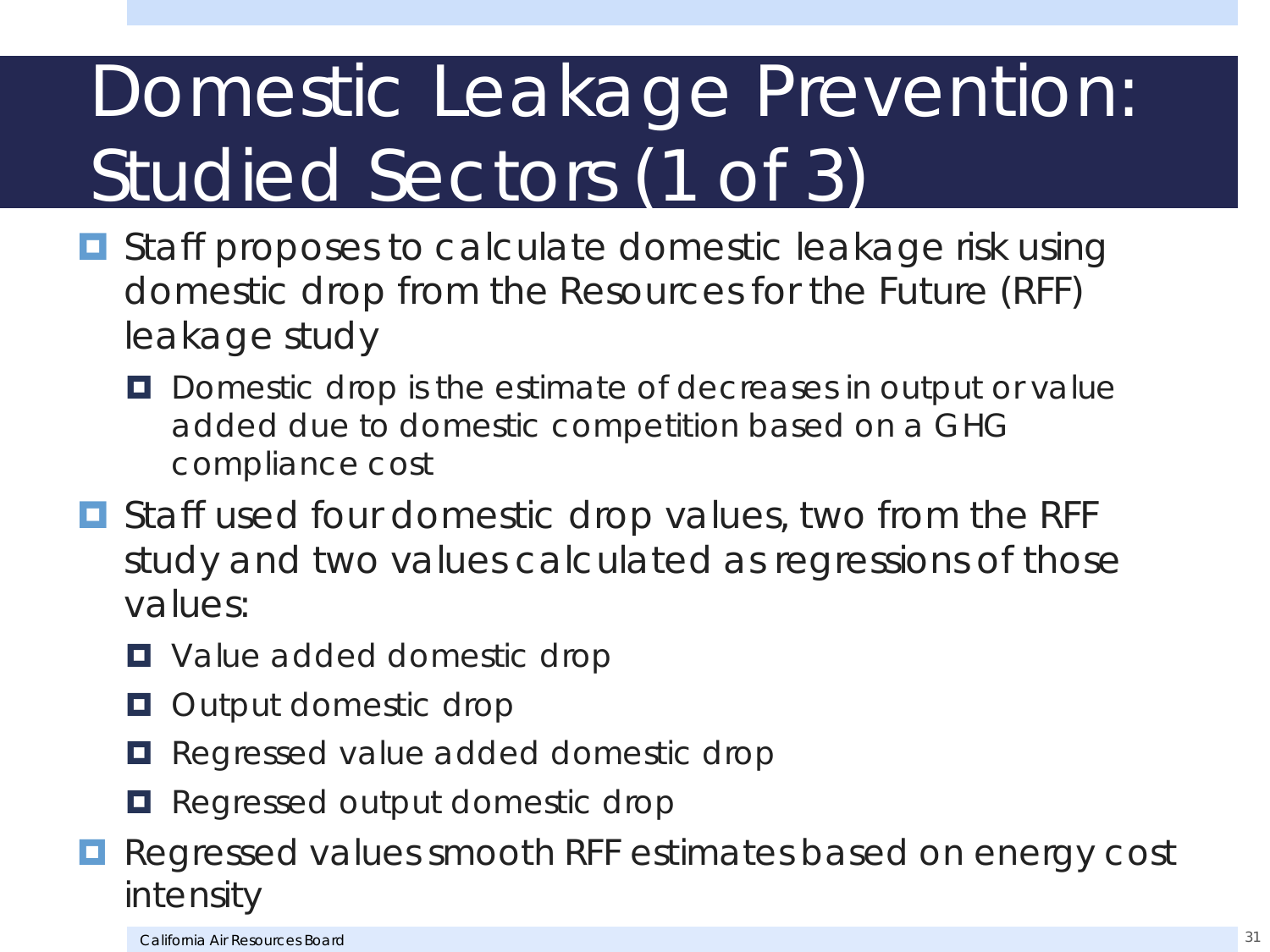# Domestic Leakage Prevention: Studied Sectors (1 of 3)

- Staff proposes to calculate domestic leakage risk using domestic drop from the Resources for the Future (RFF) leakage study
  - Domestic drop is the estimate of decreases in output or value added due to domestic competition based on a GHG compliance cost
- Staff used four domestic drop values, two from the RFF study and two values calculated as regressions of those values:
  - Value added domestic drop
  - Output domestic drop
  - Regressed value added domestic drop
  - Regressed output domestic drop
- Regressed values smooth RFF estimates based on energy cost intensity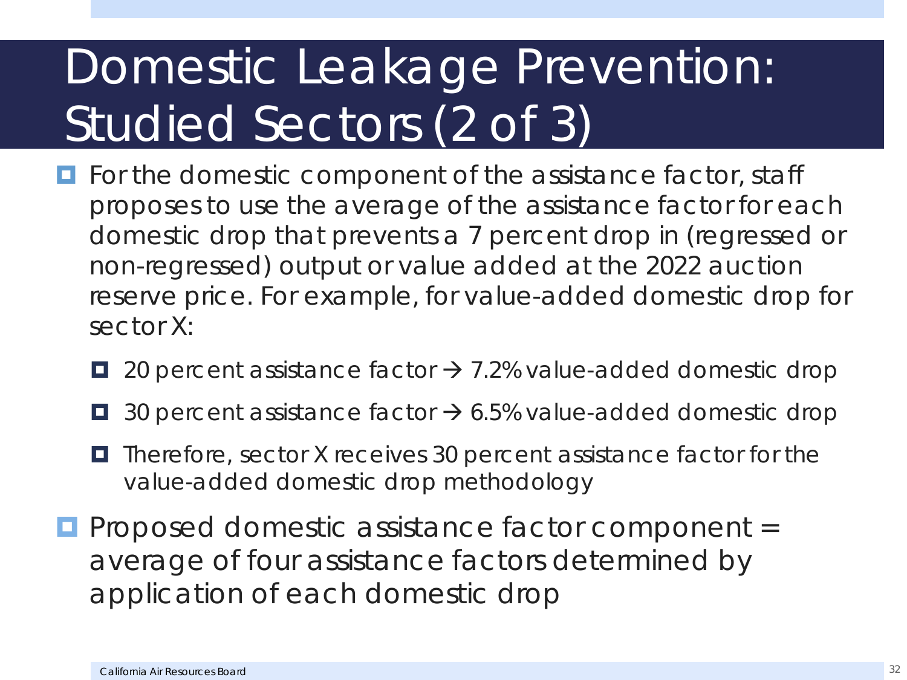# Domestic Leakage Prevention: Studied Sectors (2 of 3)

- For the domestic component of the assistance factor, staff proposes to use the average of the assistance factor for each domestic drop that prevents a 7 percent drop in (regressed or non-regressed) output or value added at the 2022 auction reserve price. For example, for value-added domestic drop for sector X:
  - 20 percent assistance factor → 7.2% value-added domestic drop
  - 30 percent assistance factor → 6.5% value-added domestic drop
  - Therefore, sector X receives 30 percent assistance factor for the value-added domestic drop methodology
- Proposed domestic assistance factor component = average of four assistance factors determined by application of each domestic drop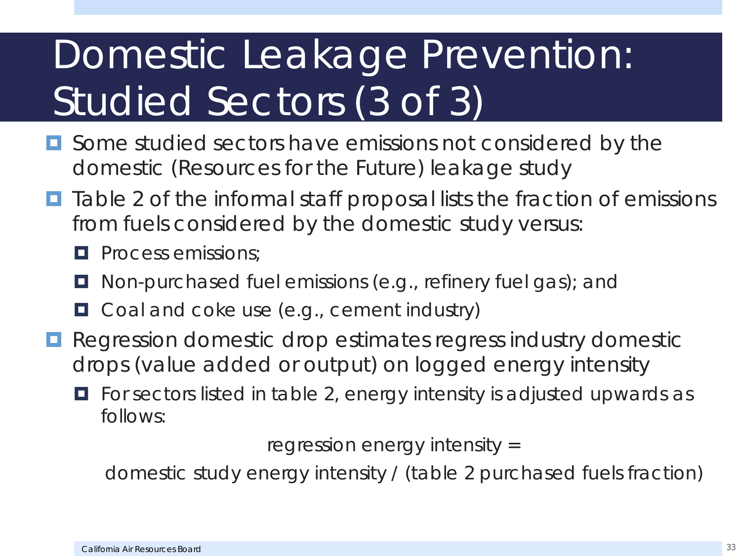# Domestic Leakage Prevention: Studied Sectors (3 of 3)

- Some studied sectors have emissions not considered by the domestic (Resources for the Future) leakage study
- Table 2 of the informal staff proposal lists the fraction of emissions from fuels considered by the domestic study versus:
  - Process emissions;
  - Non-purchased fuel emissions (e.g., refinery fuel gas); and
  - Coal and coke use (e.g., cement industry)
- Regression domestic drop estimates regress industry domestic drops (value added or output) on logged energy intensity
  - For sectors listed in table 2, energy intensity is adjusted upwards as follows:

$$\text{regression energy intensity} = \text{domestic study energy intensity} / (\text{table 2 purchased fuels fraction})$$

California Air Resources Board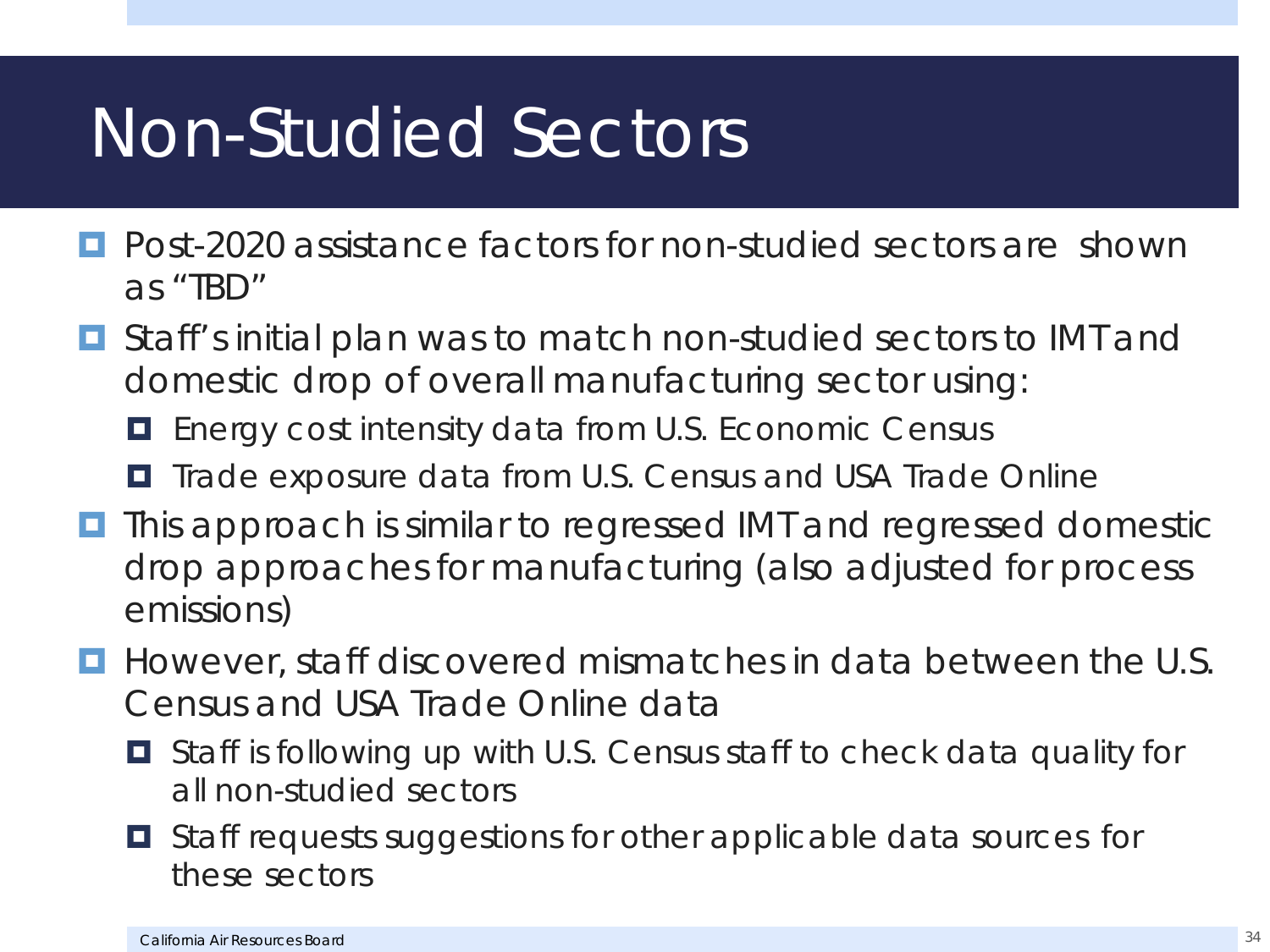# Non-Studied Sectors

- Post-2020 assistance factors for non-studied sectors are shown as "TBD"
- Staff's initial plan was to match non-studied sectors to IMT and domestic drop of overall manufacturing sector using:
  - Energy cost intensity data from U.S. Economic Census
  - Trade exposure data from U.S. Census and USA Trade Online
- This approach is similar to regressed IMT and regressed domestic drop approaches for manufacturing (also adjusted for process emissions)
- However, staff discovered mismatches in data between the U.S. Census and USA Trade Online data
  - Staff is following up with U.S. Census staff to check data quality for all non-studied sectors
  - Staff requests suggestions for other applicable data sources for these sectors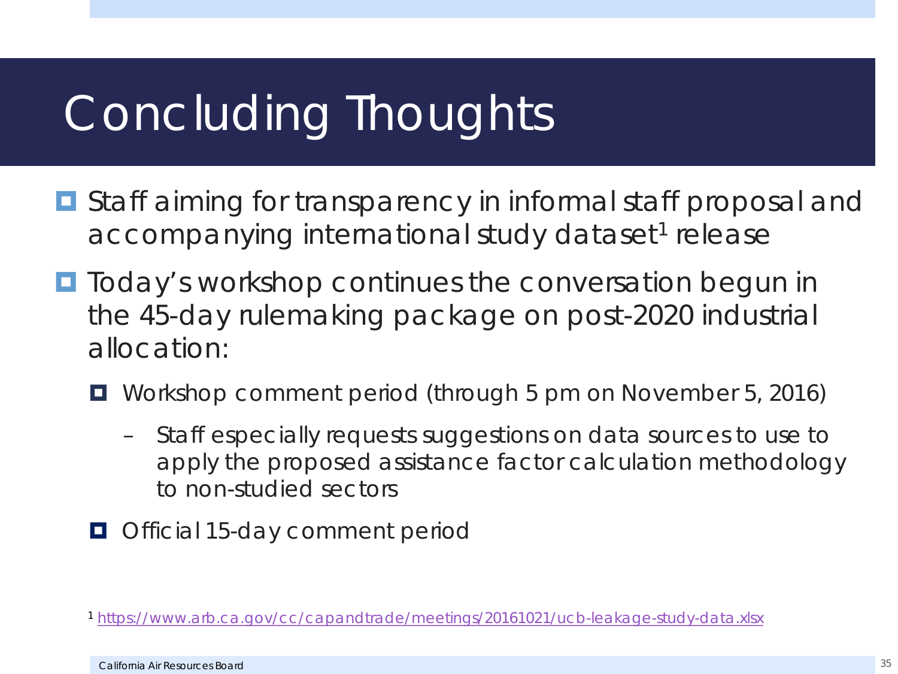# Concluding Thoughts

- Staff aiming for transparency in informal staff proposal and accompanying international study dataset[1] release
- Today's workshop continues the conversation begun in the 45-day rulemaking package on post-2020 industrial allocation:
  - Workshop comment period (through 5 pm on November 5, 2016)
    - Staff especially requests suggestions on data sources to use to apply the proposed assistance factor calculation methodology to non-studied sectors
  - Official 15-day comment period

[1] https://www.arb.ca.gov/cc/capandtrade/meetings/20161021/ucb-leakage-study-data.xlsx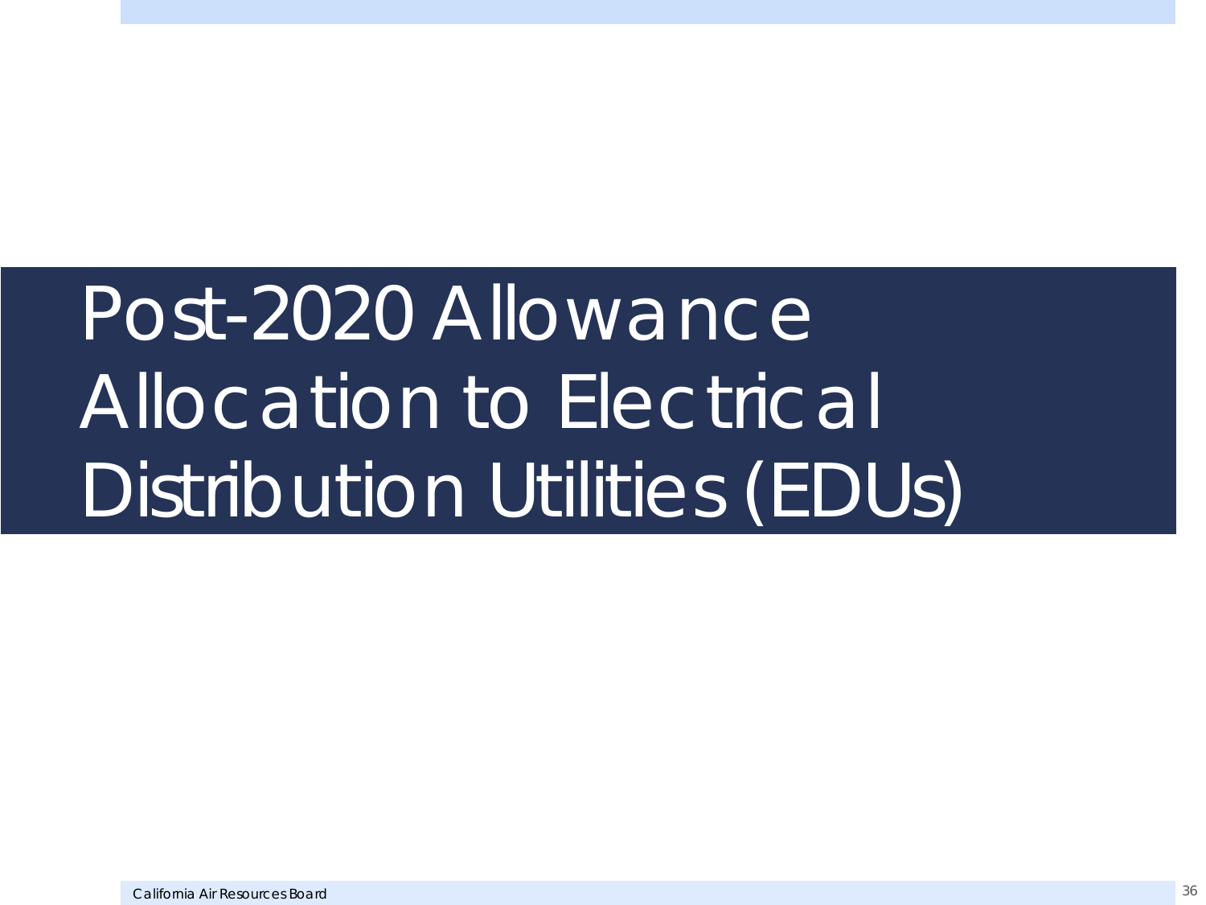# Post-2020 Allowance Allocation to Electrical Distribution Utilities (EDUs)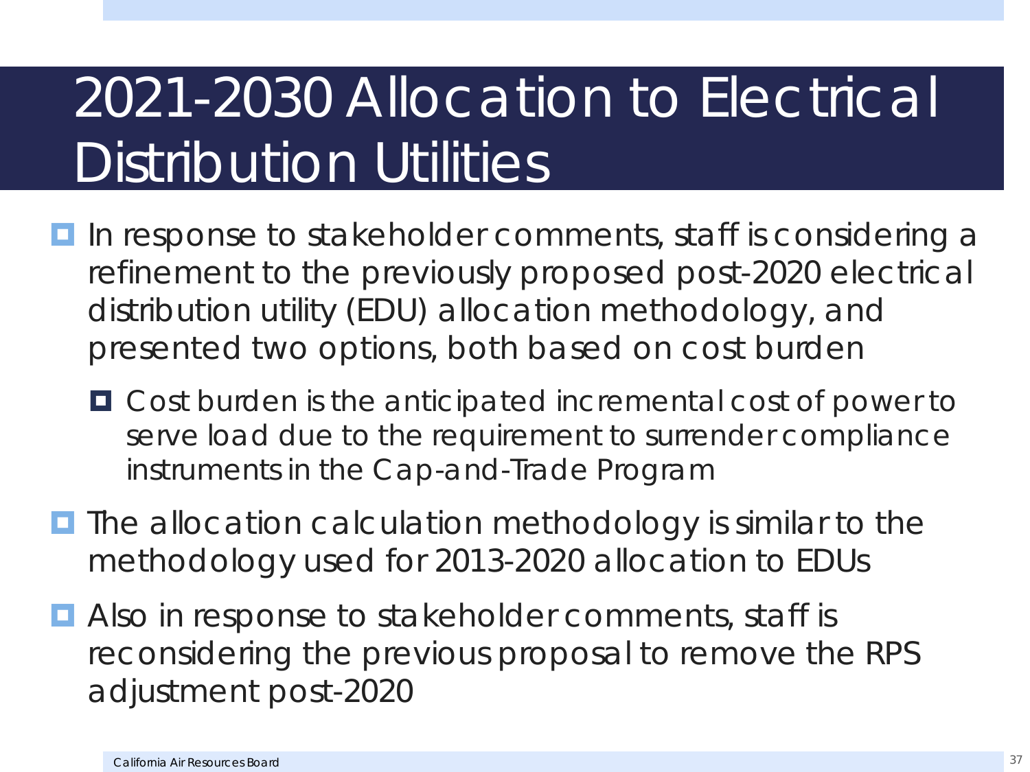# 2021-2030 Allocation to Electrical Distribution Utilities

- In response to stakeholder comments, staff is considering a refinement to the previously proposed post-2020 electrical distribution utility (EDU) allocation methodology, and presented two options, both based on cost burden
  - Cost burden is the anticipated incremental cost of power to serve load due to the requirement to surrender compliance instruments in the Cap-and-Trade Program
- The allocation calculation methodology is similar to the methodology used for 2013-2020 allocation to EDUs
- Also in response to stakeholder comments, staff is reconsidering the previous proposal to remove the RPS adjustment post-2020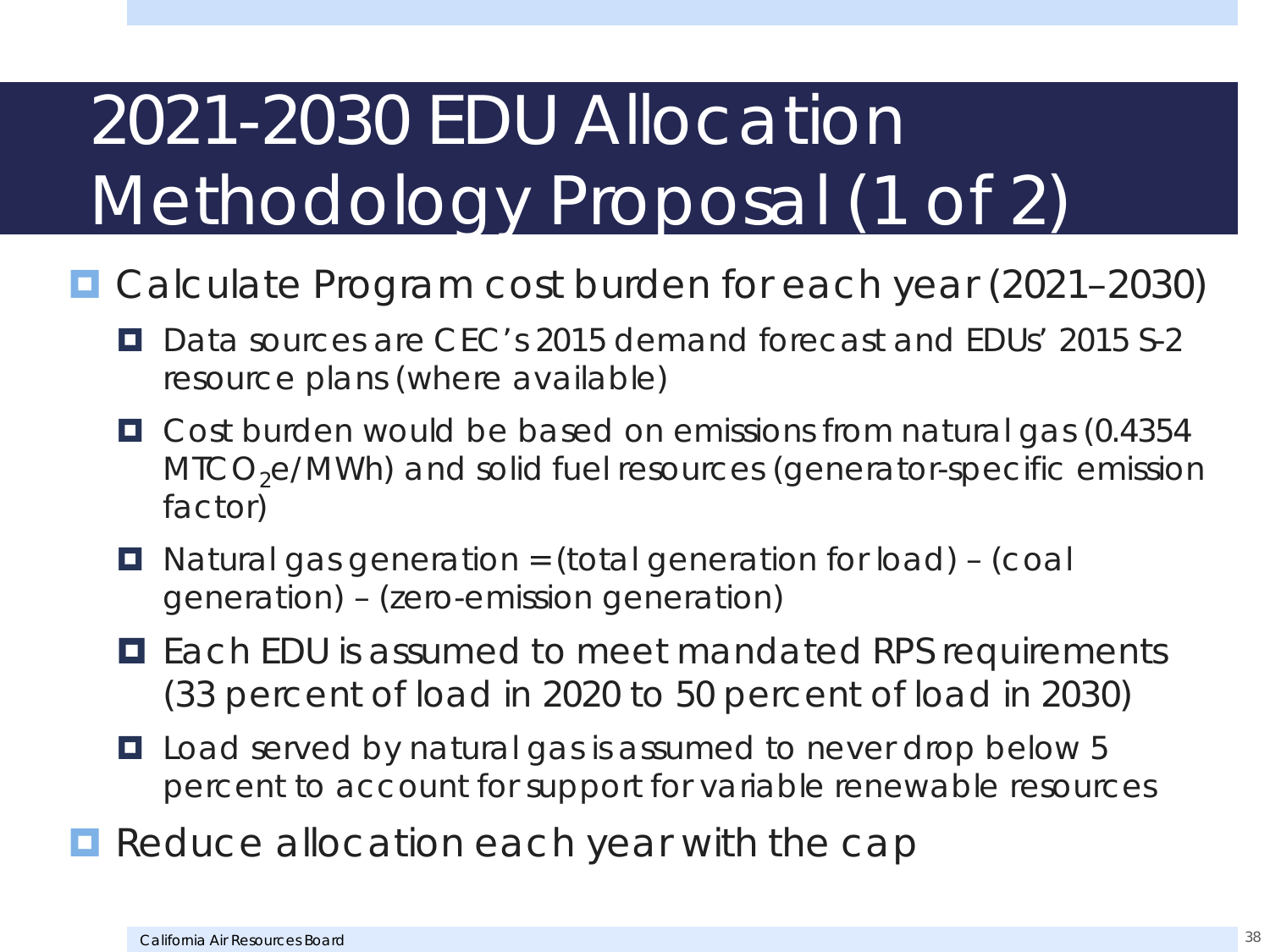# 2021-2030 EDU Allocation Methodology Proposal (1 of 2)

- Calculate Program cost burden for each year (2021–2030)
  - Data sources are CEC's 2015 demand forecast and EDUs' 2015 S-2 resource plans (where available)
  - Cost burden would be based on emissions from natural gas (0.4354 $MTCO_2e$/MWh) and solid fuel resources (generator-specific emission factor)
  - Natural gas generation = (total generation for load) – (coal generation) – (zero-emission generation)
  - Each EDU is assumed to meet mandated RPS requirements (33 percent of load in 2020 to 50 percent of load in 2030)
  - Load served by natural gas is assumed to never drop below 5 percent to account for support for variable renewable resources
- Reduce allocation each year with the cap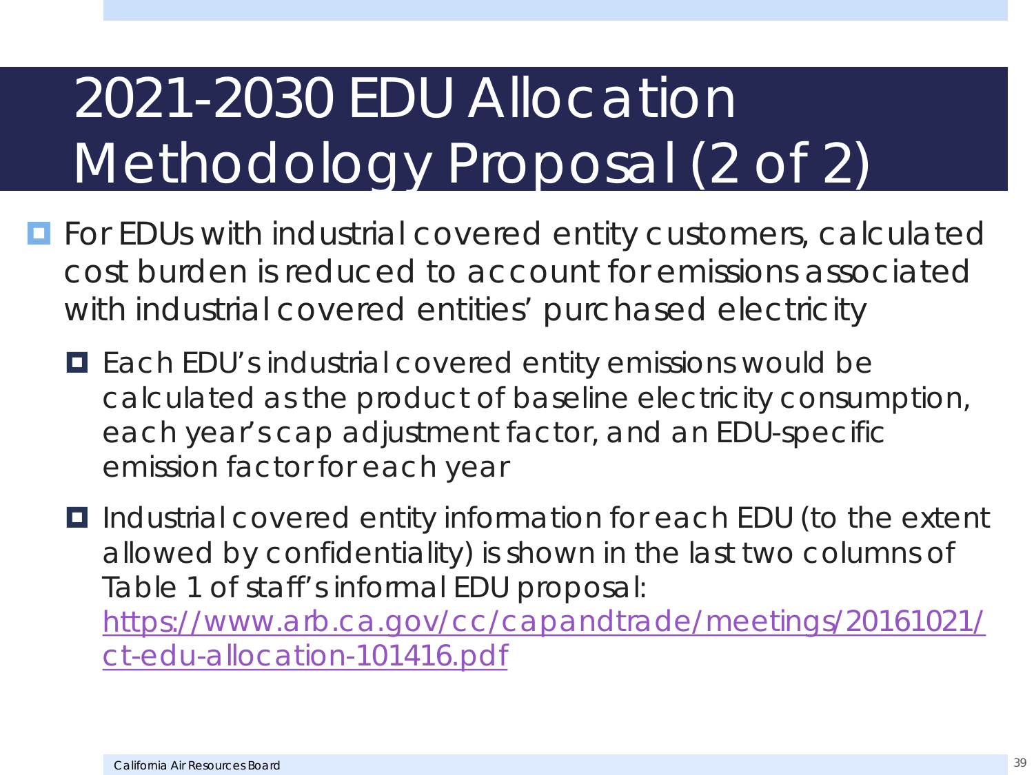# 2021-2030 EDU Allocation Methodology Proposal (2 of 2)

- For EDUs with industrial covered entity customers, calculated cost burden is reduced to account for emissions associated with industrial covered entities' purchased electricity
  - Each EDU's industrial covered entity emissions would be calculated as the product of baseline electricity consumption, each year's cap adjustment factor, and an EDU-specific emission factor for each year
  - Industrial covered entity information for each EDU (to the extent allowed by confidentiality) is shown in the last two columns of Table 1 of staff's informal EDU proposal: https://www.arb.ca.gov/cc/capandtrade/meetings/20161021/ct-edu-allocation-101416.pdf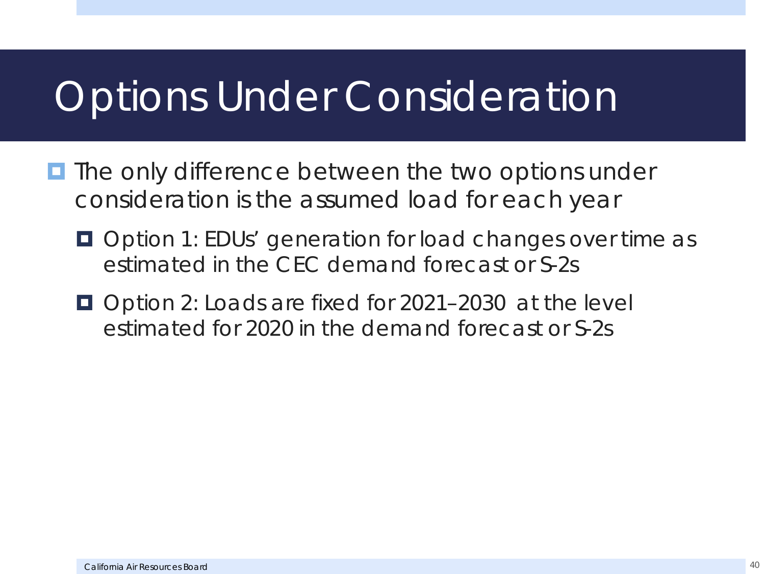# Options Under Consideration

- The only difference between the two options under consideration is the assumed load for each year
  - Option 1: EDUs' generation for load changes over time as estimated in the CEC demand forecast or S-2s
  - Option 2: Loads are fixed for 2021–2030 at the level estimated for 2020 in the demand forecast or S-2s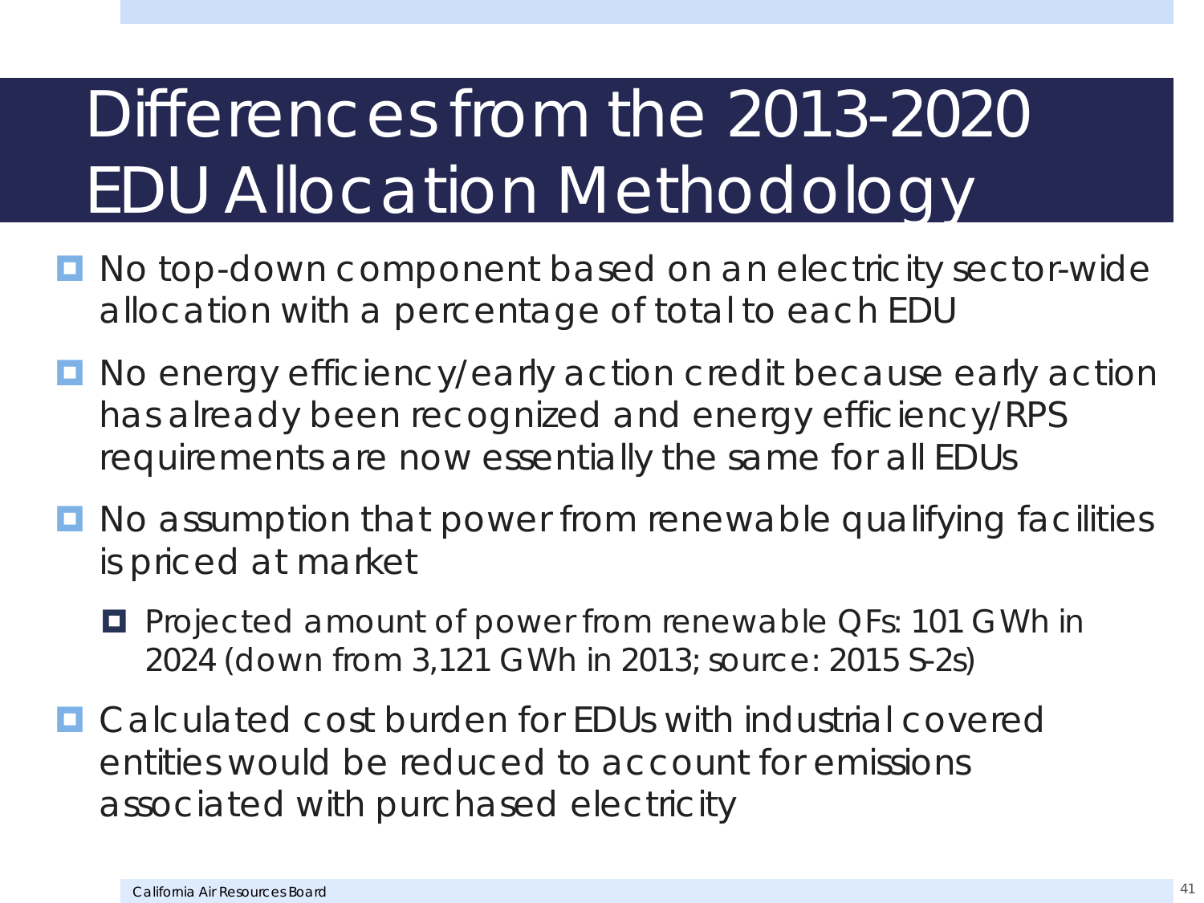# Differences from the 2013-2020 EDU Allocation Methodology

- No top-down component based on an electricity sector-wide allocation with a percentage of total to each EDU
- No energy efficiency/early action credit because early action has already been recognized and energy efficiency/RPS requirements are now essentially the same for all EDUs
- No assumption that power from renewable qualifying facilities is priced at market
  - Projected amount of power from renewable QFs: 101 GWh in 2024 (down from 3,121 GWh in 2013; source: 2015 S-2s)
- Calculated cost burden for EDUs with industrial covered entities would be reduced to account for emissions associated with purchased electricity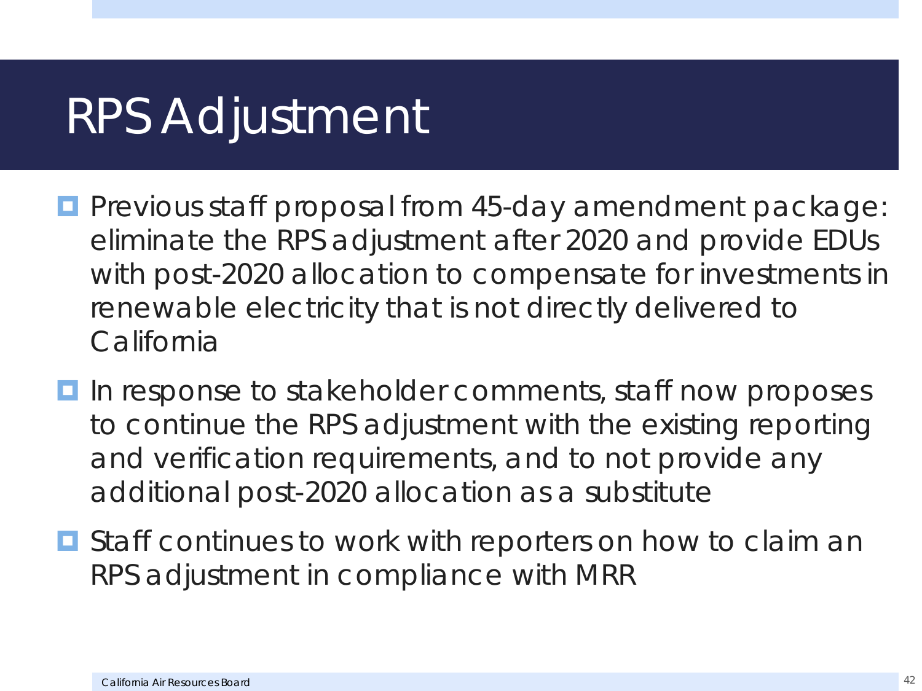# RPS Adjustment

- Previous staff proposal from 45-day amendment package: eliminate the RPS adjustment after 2020 and provide EDUs with post-2020 allocation to compensate for investments in renewable electricity that is not directly delivered to California
- In response to stakeholder comments, staff now proposes to continue the RPS adjustment with the existing reporting and verification requirements, and to not provide any additional post-2020 allocation as a substitute
- Staff continues to work with reporters on how to claim an RPS adjustment in compliance with MRR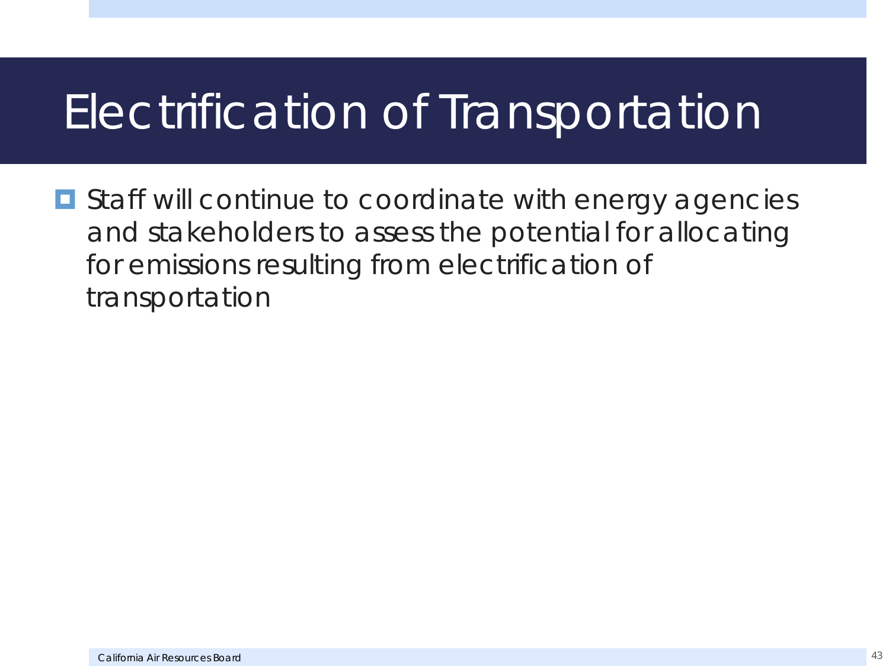# Electrification of Transportation

- Staff will continue to coordinate with energy agencies and stakeholders to assess the potential for allocating for emissions resulting from electrification of transportation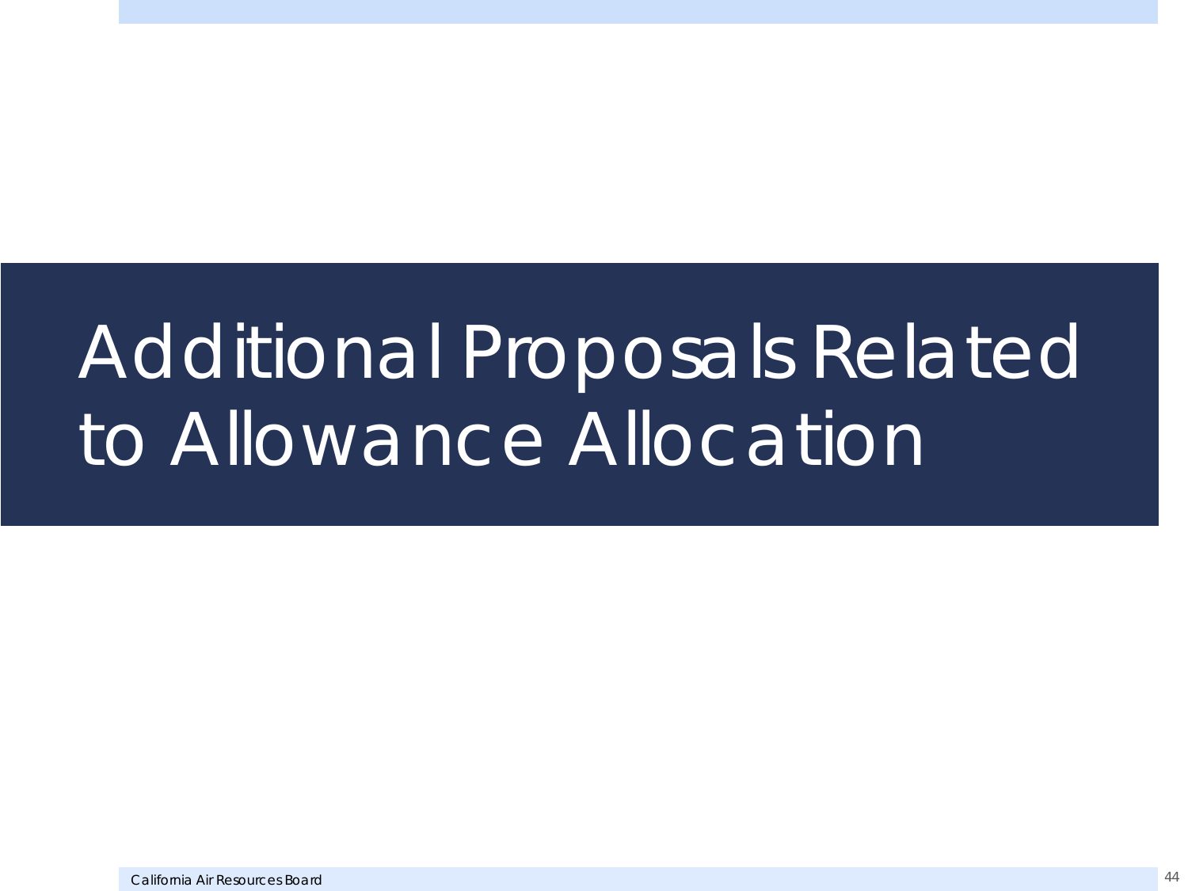# Additional Proposals Related to Allowance Allocation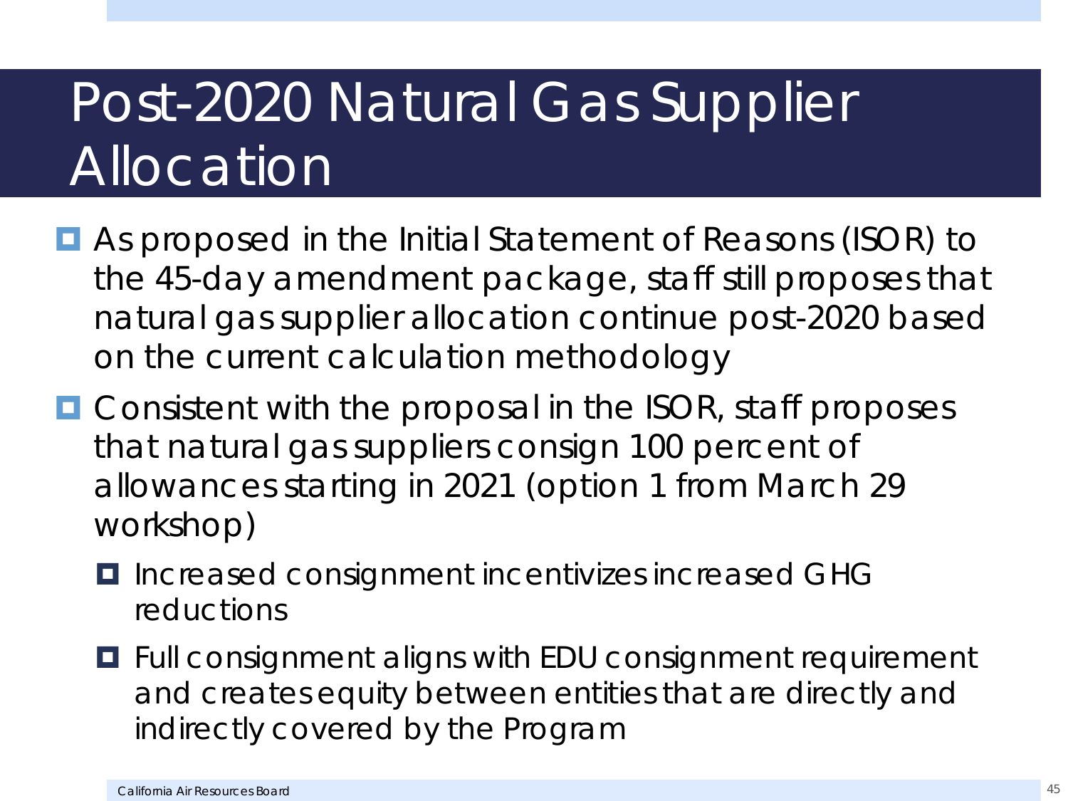# Post-2020 Natural Gas Supplier Allocation

- As proposed in the Initial Statement of Reasons (ISOR) to the 45-day amendment package, staff still proposes that natural gas supplier allocation continue post-2020 based on the current calculation methodology
- Consistent with the proposal in the ISOR, staff proposes that natural gas suppliers consign 100 percent of allowances starting in 2021 (option 1 from March 29 workshop)
  - Increased consignment incentivizes increased GHG reductions
  - Full consignment aligns with EDU consignment requirement and creates equity between entities that are directly and indirectly covered by the Program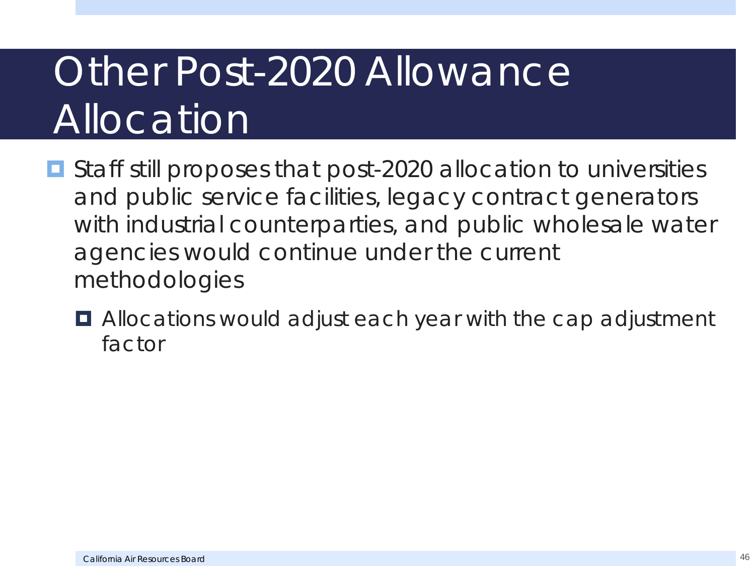# Other Post-2020 Allowance Allocation

- Staff still proposes that post-2020 allocation to universities and public service facilities, legacy contract generators with industrial counterparties, and public wholesale water agencies would continue under the current methodologies
  - Allocations would adjust each year with the cap adjustment factor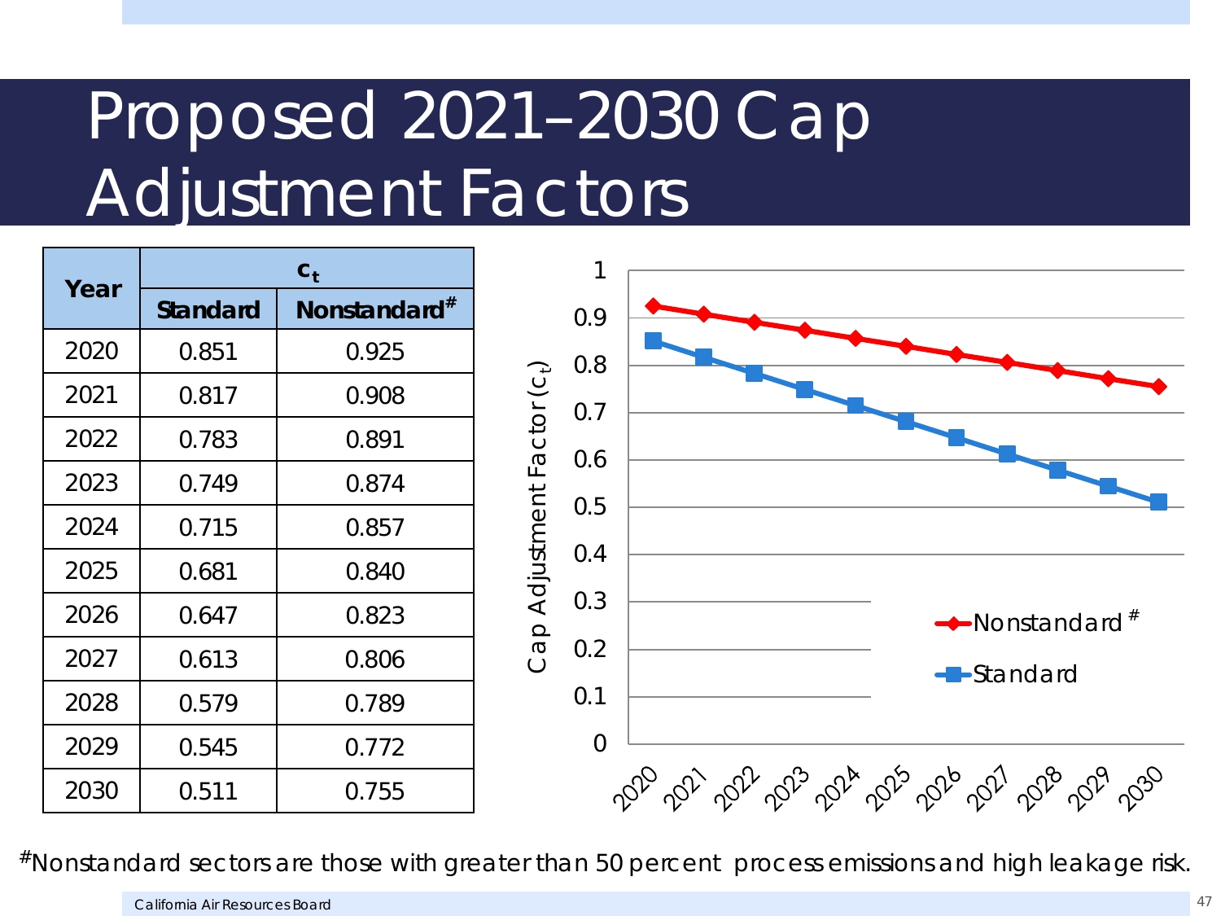# Proposed 2021–2030 Cap Adjustment Factors

| Year | $c_t$ | |
|---|---|---|
| | Standard | Nonstandard# |
| 2020 | 0.851 | 0.925 |
| 2021 | 0.817 | 0.908 |
| 2022 | 0.783 | 0.891 |
| 2023 | 0.749 | 0.874 |
| 2024 | 0.715 | 0.857 |
| 2025 | 0.681 | 0.840 |
| 2026 | 0.647 | 0.823 |
| 2027 | 0.613 | 0.806 |
| 2028 | 0.579 | 0.789 |
| 2029 | 0.545 | 0.772 |
| 2030 | 0.511 | 0.755 |

#Nonstandard sectors are those with greater than 50 percent process emissions and high leakage risk.

California Air Resources Board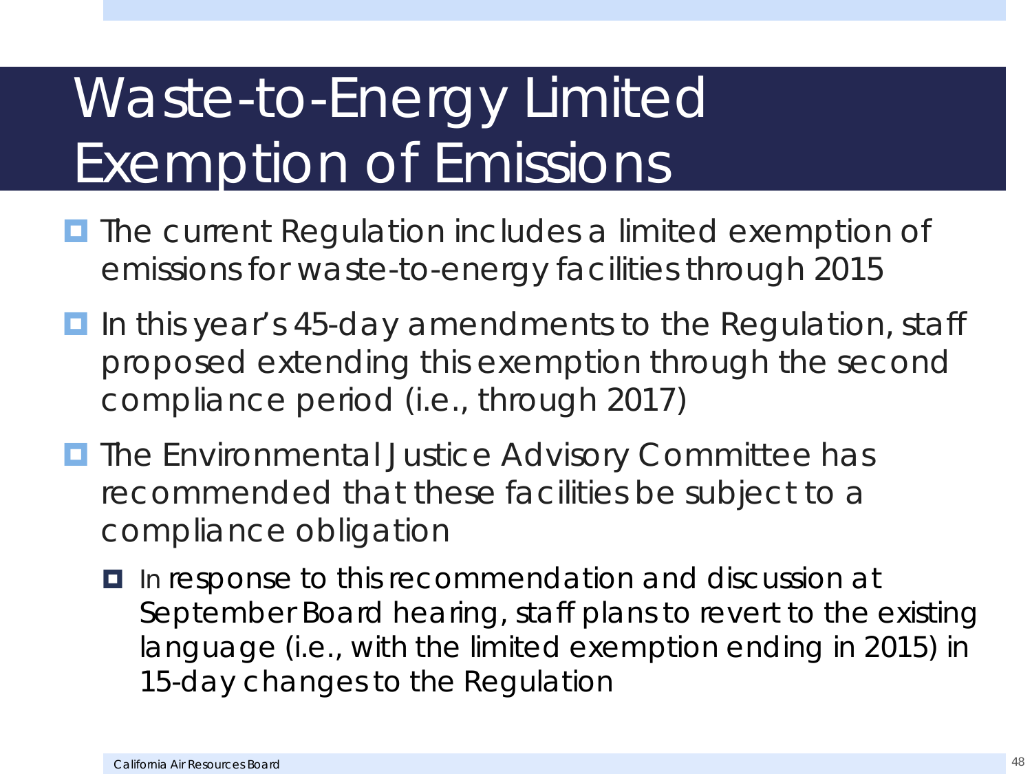# Waste-to-Energy Limited Exemption of Emissions

- The current Regulation includes a limited exemption of emissions for waste-to-energy facilities through 2015
- In this year's 45-day amendments to the Regulation, staff proposed extending this exemption through the second compliance period (i.e., through 2017)
- The Environmental Justice Advisory Committee has recommended that these facilities be subject to a compliance obligation
  - In response to this recommendation and discussion at September Board hearing, staff plans to revert to the existing language (i.e., with the limited exemption ending in 2015) in 15-day changes to the Regulation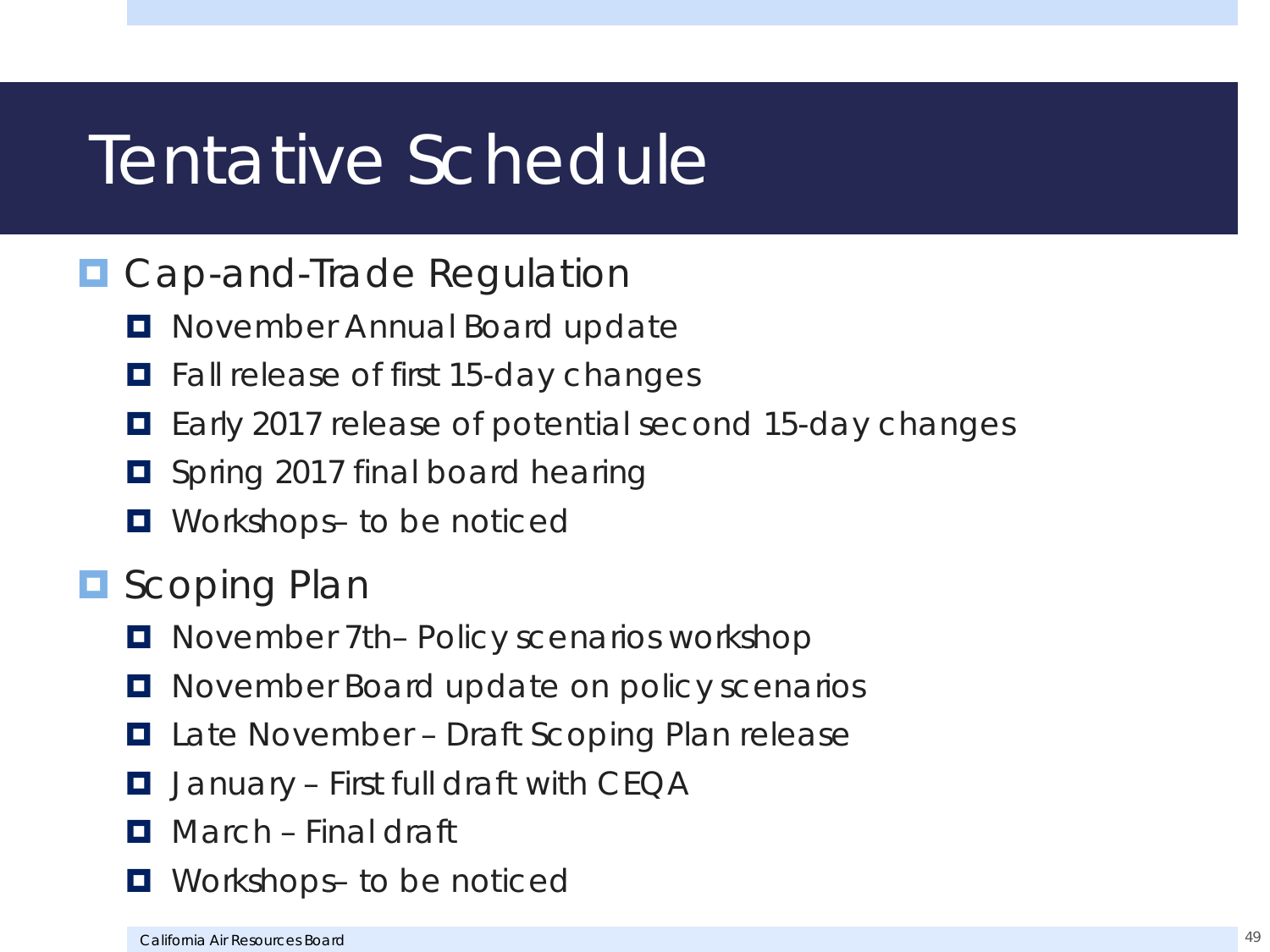# Tentative Schedule

- Cap-and-Trade Regulation
  - November Annual Board update
  - Fall release of first 15-day changes
  - Early 2017 release of potential second 15-day changes
  - Spring 2017 final board hearing
  - Workshops– to be noticed
- Scoping Plan
  - November 7th– Policy scenarios workshop
  - November Board update on policy scenarios
  - Late November – Draft Scoping Plan release
  - January – First full draft with CEQA
  - March – Final draft
  - Workshops– to be noticed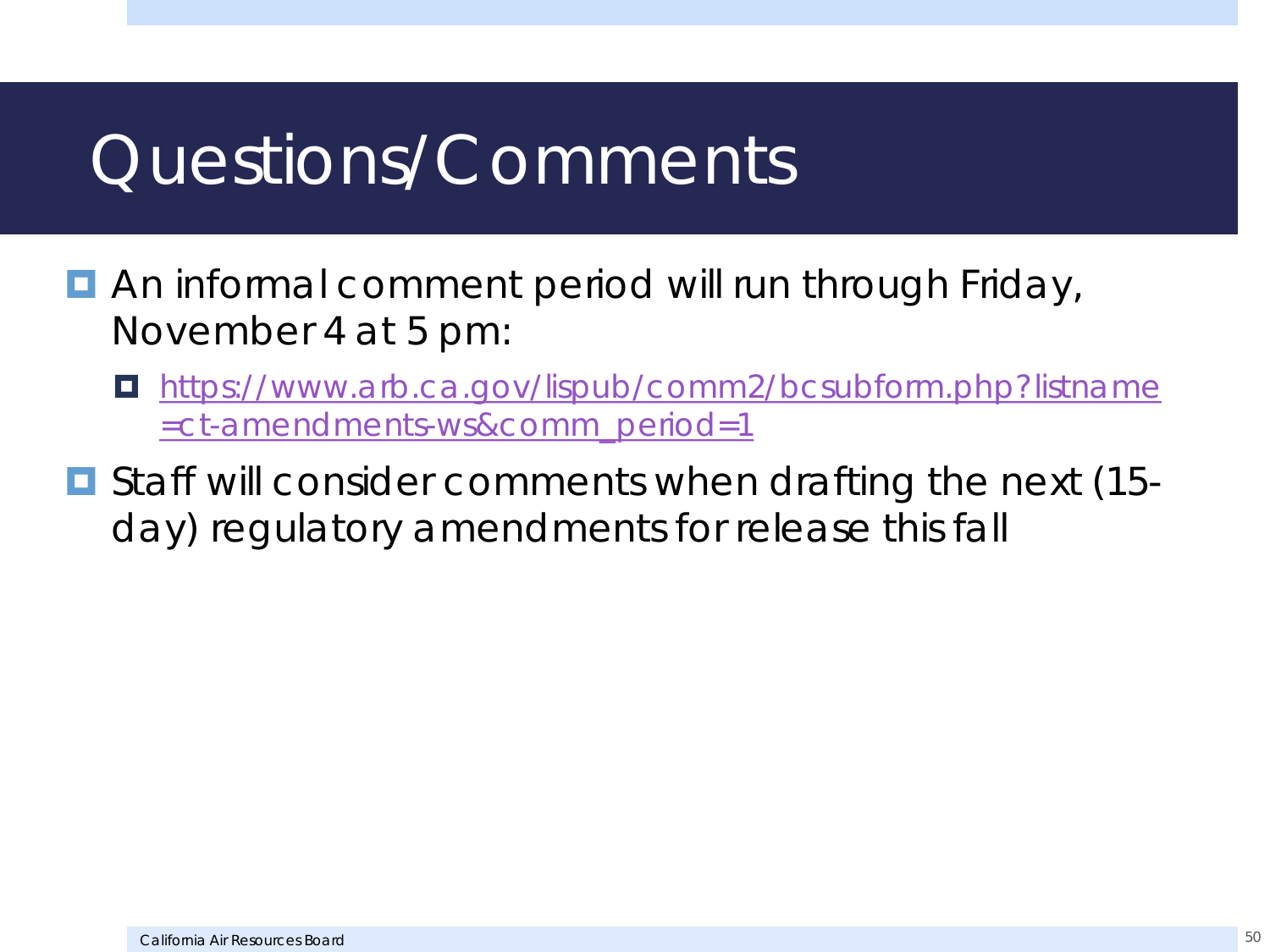# Questions/Comments

- An informal comment period will run through Friday, November 4 at 5 pm:
  - [https://www.arb.ca.gov/lispub/comm2/bcsubform.php?listname=ct-amendments-ws&comm_period=1](https://www.arb.ca.gov/lispub/comm2/bcsubform.php?listname=ct-amendments-ws&comm_period=1)
- Staff will consider comments when drafting the next (15-day) regulatory amendments for release this fall